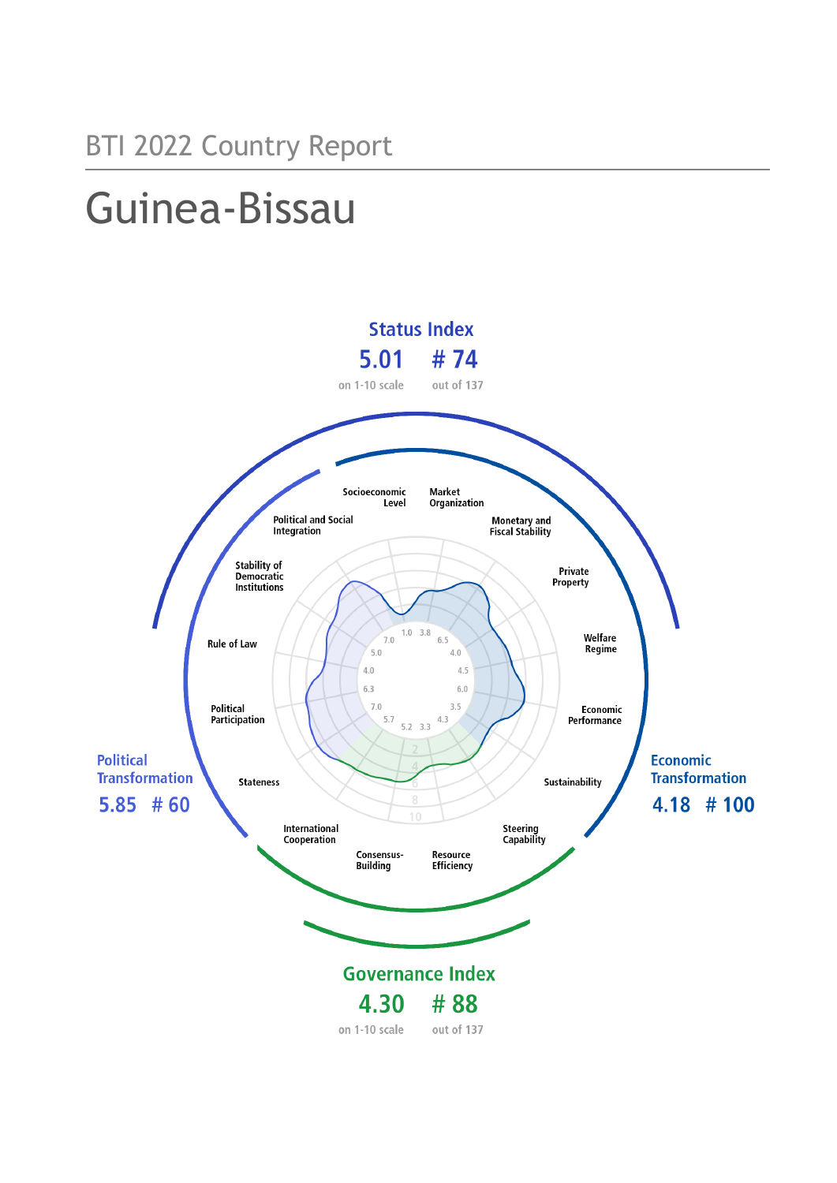BTI 2022 Country Report

# Guinea-Bissau

## Status Index

**5.01** on 1-10 scale

**# 74** out of 137

## Political Transformation

**5.85 # 60**

## Economic Transformation

**4.18 # 100**

## Governance Index

**4.30** on 1-10 scale

**# 88** out of 137

| Criterion | Score |
|---|---|
| Stateness | 5.7 |
| Political Participation | 7.0 |
| Rule of Law | 6.3 |
| Stability of Democratic Institutions | 4.0 |
| Political and Social Integration | 5.0 |
| Socioeconomic Level | 1.0 |
| Market Organization | 3.8 |
| Monetary and Fiscal Stability | 6.5 |
| Private Property | 4.0 |
| Welfare Regime | 4.5 |
| Economic Performance | 6.0 |
| Sustainability | 3.5 |
| Steering Capability | 4.3 |
| Resource Efficiency | 3.3 |
| Consensus-Building | 5.2 |
| International Cooperation | 7.0 |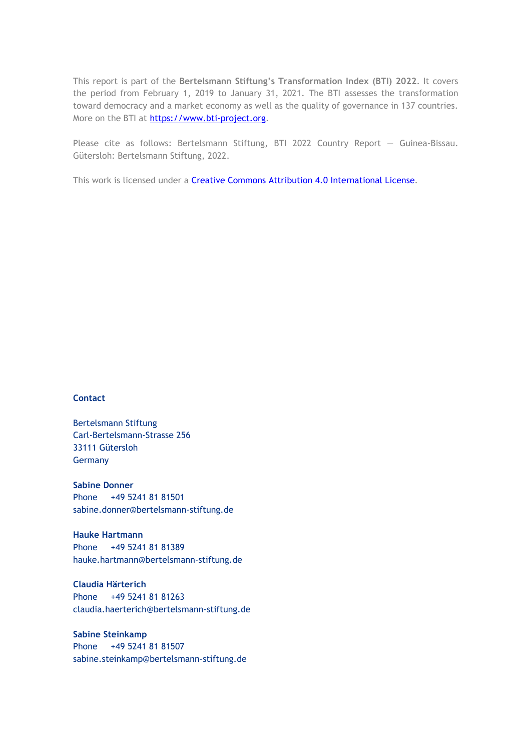This report is part of the **Bertelsmann Stiftung's Transformation Index (BTI) 2022**. It covers the period from February 1, 2019 to January 31, 2021. The BTI assesses the transformation toward democracy and a market economy as well as the quality of governance in 137 countries. More on the BTI at [https://www.bti-project.org](https://www.bti-project.org).

Please cite as follows: Bertelsmann Stiftung, BTI 2022 Country Report — Guinea-Bissau. Gütersloh: Bertelsmann Stiftung, 2022.

This work is licensed under a [Creative Commons Attribution 4.0 International License](https://creativecommons.org/licenses/by/4.0/).

**Contact**

Bertelsmann Stiftung
Carl-Bertelsmann-Strasse 256
33111 Gütersloh
Germany

**Sabine Donner**
Phone +49 5241 81 81501
sabine.donner@bertelsmann-stiftung.de

**Hauke Hartmann**
Phone +49 5241 81 81389
hauke.hartmann@bertelsmann-stiftung.de

**Claudia Härterich**
Phone +49 5241 81 81263
claudia.haerterich@bertelsmann-stiftung.de

**Sabine Steinkamp**
Phone +49 5241 81 81507
sabine.steinkamp@bertelsmann-stiftung.de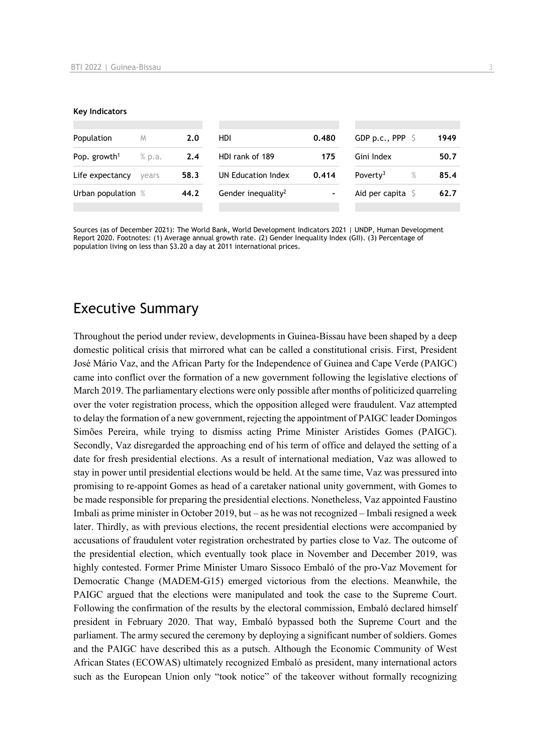**Key Indicators**

| Population | M | 2.0 | HDI | 0.480 | GDP p.c., PPP | $ | 1949 |
|---|---|---|---|---|---|---|---|
| Pop. growth[1] | % p.a. | 2.4 | HDI rank of 189 | 175 | Gini Index | | 50.7 |
| Life expectancy | years | 58.3 | UN Education Index | 0.414 | Poverty[3] | % | 85.4 |
| Urban population | % | 44.2 | Gender inequality[2] | - | Aid per capita | $ | 62.7 |

Sources (as of December 2021): The World Bank, World Development Indicators 2021 | UNDP, Human Development Report 2020. Footnotes: (1) Average annual growth rate. (2) Gender Inequality Index (GII). (3) Percentage of population living on less than $3.20 a day at 2011 international prices.

## Executive Summary

Throughout the period under review, developments in Guinea-Bissau have been shaped by a deep domestic political crisis that mirrored what can be called a constitutional crisis. First, President José Mário Vaz, and the African Party for the Independence of Guinea and Cape Verde (PAIGC) came into conflict over the formation of a new government following the legislative elections of March 2019. The parliamentary elections were only possible after months of politicized quarreling over the voter registration process, which the opposition alleged were fraudulent. Vaz attempted to delay the formation of a new government, rejecting the appointment of PAIGC leader Domingos Simões Pereira, while trying to dismiss acting Prime Minister Aristides Gomes (PAIGC). Secondly, Vaz disregarded the approaching end of his term of office and delayed the setting of a date for fresh presidential elections. As a result of international mediation, Vaz was allowed to stay in power until presidential elections would be held. At the same time, Vaz was pressured into promising to re-appoint Gomes as head of a caretaker national unity government, with Gomes to be made responsible for preparing the presidential elections. Nonetheless, Vaz appointed Faustino Imbali as prime minister in October 2019, but – as he was not recognized – Imbali resigned a week later. Thirdly, as with previous elections, the recent presidential elections were accompanied by accusations of fraudulent voter registration orchestrated by parties close to Vaz. The outcome of the presidential election, which eventually took place in November and December 2019, was highly contested. Former Prime Minister Umaro Sissoco Embaló of the pro-Vaz Movement for Democratic Change (MADEM-G15) emerged victorious from the elections. Meanwhile, the PAIGC argued that the elections were manipulated and took the case to the Supreme Court. Following the confirmation of the results by the electoral commission, Embaló declared himself president in February 2020. That way, Embaló bypassed both the Supreme Court and the parliament. The army secured the ceremony by deploying a significant number of soldiers. Gomes and the PAIGC have described this as a putsch. Although the Economic Community of West African States (ECOWAS) ultimately recognized Embaló as president, many international actors such as the European Union only "took notice" of the takeover without formally recognizing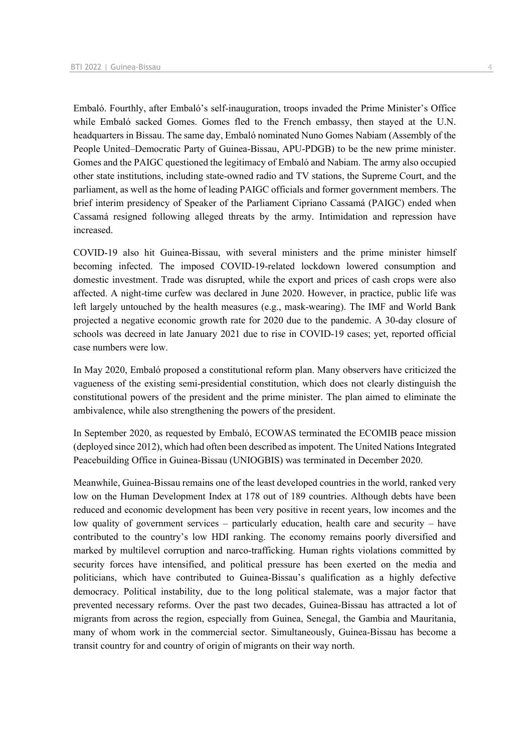Embaló. Fourthly, after Embaló's self-inauguration, troops invaded the Prime Minister's Office while Embaló sacked Gomes. Gomes fled to the French embassy, then stayed at the U.N. headquarters in Bissau. The same day, Embaló nominated Nuno Gomes Nabiam (Assembly of the People United–Democratic Party of Guinea-Bissau, APU-PDGB) to be the new prime minister. Gomes and the PAIGC questioned the legitimacy of Embaló and Nabiam. The army also occupied other state institutions, including state-owned radio and TV stations, the Supreme Court, and the parliament, as well as the home of leading PAIGC officials and former government members. The brief interim presidency of Speaker of the Parliament Cipriano Cassamá (PAIGC) ended when Cassamá resigned following alleged threats by the army. Intimidation and repression have increased.

COVID-19 also hit Guinea-Bissau, with several ministers and the prime minister himself becoming infected. The imposed COVID-19-related lockdown lowered consumption and domestic investment. Trade was disrupted, while the export and prices of cash crops were also affected. A night-time curfew was declared in June 2020. However, in practice, public life was left largely untouched by the health measures (e.g., mask-wearing). The IMF and World Bank projected a negative economic growth rate for 2020 due to the pandemic. A 30-day closure of schools was decreed in late January 2021 due to rise in COVID-19 cases; yet, reported official case numbers were low.

In May 2020, Embaló proposed a constitutional reform plan. Many observers have criticized the vagueness of the existing semi-presidential constitution, which does not clearly distinguish the constitutional powers of the president and the prime minister. The plan aimed to eliminate the ambivalence, while also strengthening the powers of the president.

In September 2020, as requested by Embaló, ECOWAS terminated the ECOMIB peace mission (deployed since 2012), which had often been described as impotent. The United Nations Integrated Peacebuilding Office in Guinea-Bissau (UNIOGBIS) was terminated in December 2020.

Meanwhile, Guinea-Bissau remains one of the least developed countries in the world, ranked very low on the Human Development Index at 178 out of 189 countries. Although debts have been reduced and economic development has been very positive in recent years, low incomes and the low quality of government services – particularly education, health care and security – have contributed to the country's low HDI ranking. The economy remains poorly diversified and marked by multilevel corruption and narco-trafficking. Human rights violations committed by security forces have intensified, and political pressure has been exerted on the media and politicians, which have contributed to Guinea-Bissau's qualification as a highly defective democracy. Political instability, due to the long political stalemate, was a major factor that prevented necessary reforms. Over the past two decades, Guinea-Bissau has attracted a lot of migrants from across the region, especially from Guinea, Senegal, the Gambia and Mauritania, many of whom work in the commercial sector. Simultaneously, Guinea-Bissau has become a transit country for and country of origin of migrants on their way north.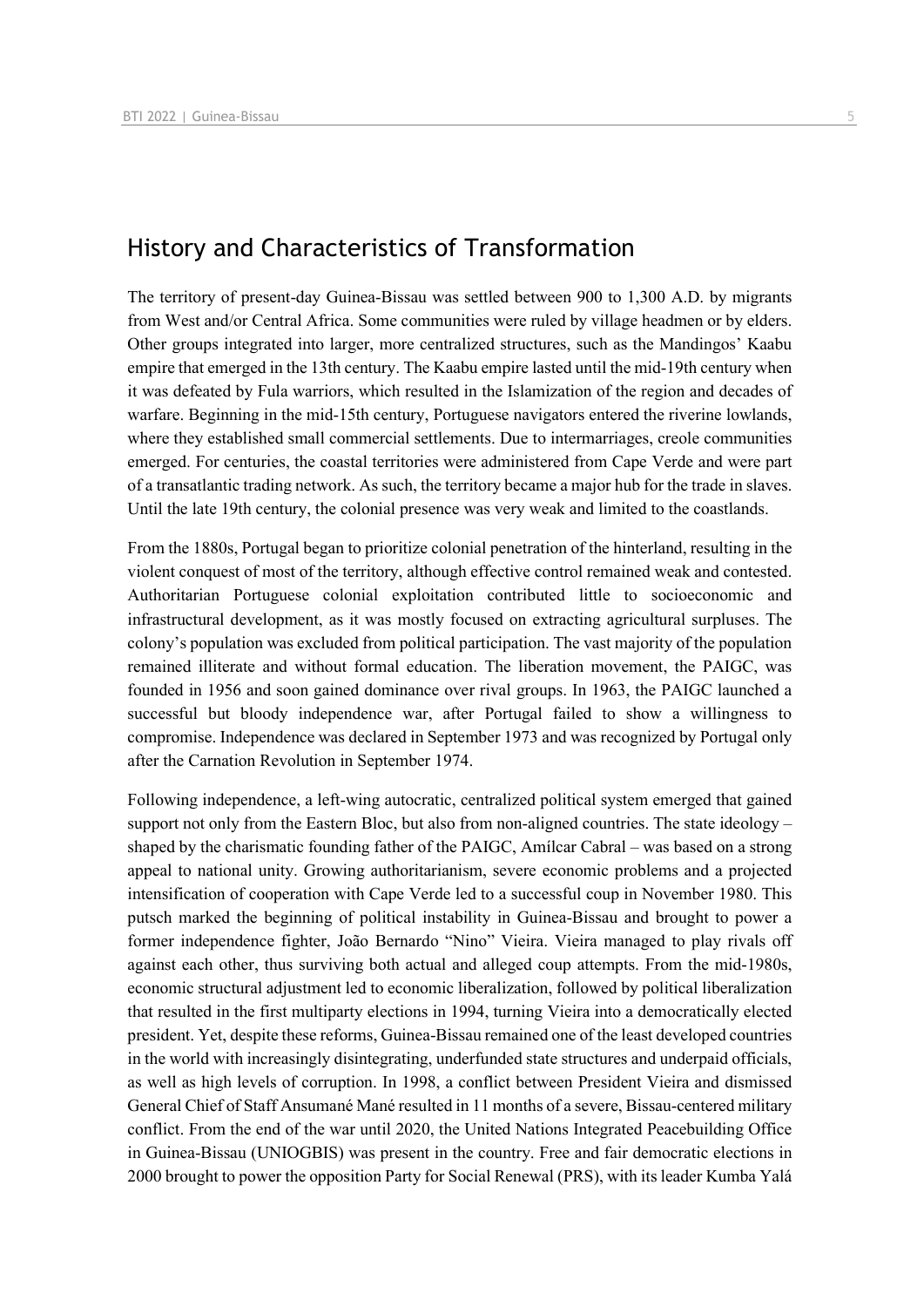## History and Characteristics of Transformation

The territory of present-day Guinea-Bissau was settled between 900 to 1,300 A.D. by migrants from West and/or Central Africa. Some communities were ruled by village headmen or by elders. Other groups integrated into larger, more centralized structures, such as the Mandingos' Kaabu empire that emerged in the 13th century. The Kaabu empire lasted until the mid-19th century when it was defeated by Fula warriors, which resulted in the Islamization of the region and decades of warfare. Beginning in the mid-15th century, Portuguese navigators entered the riverine lowlands, where they established small commercial settlements. Due to intermarriages, creole communities emerged. For centuries, the coastal territories were administered from Cape Verde and were part of a transatlantic trading network. As such, the territory became a major hub for the trade in slaves. Until the late 19th century, the colonial presence was very weak and limited to the coastlands.

From the 1880s, Portugal began to prioritize colonial penetration of the hinterland, resulting in the violent conquest of most of the territory, although effective control remained weak and contested. Authoritarian Portuguese colonial exploitation contributed little to socioeconomic and infrastructural development, as it was mostly focused on extracting agricultural surpluses. The colony's population was excluded from political participation. The vast majority of the population remained illiterate and without formal education. The liberation movement, the PAIGC, was founded in 1956 and soon gained dominance over rival groups. In 1963, the PAIGC launched a successful but bloody independence war, after Portugal failed to show a willingness to compromise. Independence was declared in September 1973 and was recognized by Portugal only after the Carnation Revolution in September 1974.

Following independence, a left-wing autocratic, centralized political system emerged that gained support not only from the Eastern Bloc, but also from non-aligned countries. The state ideology – shaped by the charismatic founding father of the PAIGC, Amílcar Cabral – was based on a strong appeal to national unity. Growing authoritarianism, severe economic problems and a projected intensification of cooperation with Cape Verde led to a successful coup in November 1980. This putsch marked the beginning of political instability in Guinea-Bissau and brought to power a former independence fighter, João Bernardo "Nino" Vieira. Vieira managed to play rivals off against each other, thus surviving both actual and alleged coup attempts. From the mid-1980s, economic structural adjustment led to economic liberalization, followed by political liberalization that resulted in the first multiparty elections in 1994, turning Vieira into a democratically elected president. Yet, despite these reforms, Guinea-Bissau remained one of the least developed countries in the world with increasingly disintegrating, underfunded state structures and underpaid officials, as well as high levels of corruption. In 1998, a conflict between President Vieira and dismissed General Chief of Staff Ansumané Mané resulted in 11 months of a severe, Bissau-centered military conflict. From the end of the war until 2020, the United Nations Integrated Peacebuilding Office in Guinea-Bissau (UNIOGBIS) was present in the country. Free and fair democratic elections in 2000 brought to power the opposition Party for Social Renewal (PRS), with its leader Kumba Yalá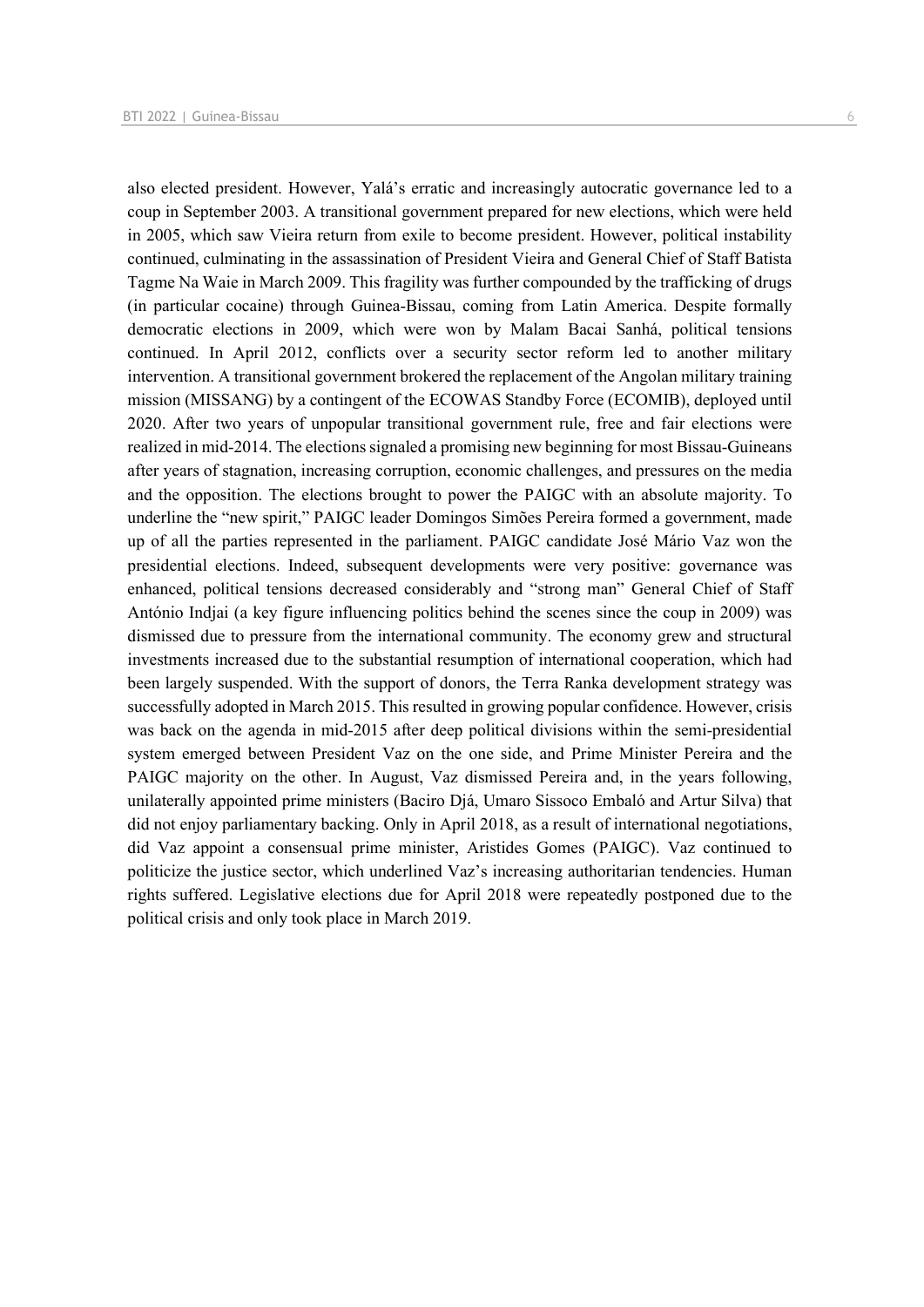also elected president. However, Yalá's erratic and increasingly autocratic governance led to a coup in September 2003. A transitional government prepared for new elections, which were held in 2005, which saw Vieira return from exile to become president. However, political instability continued, culminating in the assassination of President Vieira and General Chief of Staff Batista Tagme Na Waie in March 2009. This fragility was further compounded by the trafficking of drugs (in particular cocaine) through Guinea-Bissau, coming from Latin America. Despite formally democratic elections in 2009, which were won by Malam Bacai Sanhá, political tensions continued. In April 2012, conflicts over a security sector reform led to another military intervention. A transitional government brokered the replacement of the Angolan military training mission (MISSANG) by a contingent of the ECOWAS Standby Force (ECOMIB), deployed until 2020. After two years of unpopular transitional government rule, free and fair elections were realized in mid-2014. The elections signaled a promising new beginning for most Bissau-Guineans after years of stagnation, increasing corruption, economic challenges, and pressures on the media and the opposition. The elections brought to power the PAIGC with an absolute majority. To underline the "new spirit," PAIGC leader Domingos Simões Pereira formed a government, made up of all the parties represented in the parliament. PAIGC candidate José Mário Vaz won the presidential elections. Indeed, subsequent developments were very positive: governance was enhanced, political tensions decreased considerably and "strong man" General Chief of Staff António Indjai (a key figure influencing politics behind the scenes since the coup in 2009) was dismissed due to pressure from the international community. The economy grew and structural investments increased due to the substantial resumption of international cooperation, which had been largely suspended. With the support of donors, the Terra Ranka development strategy was successfully adopted in March 2015. This resulted in growing popular confidence. However, crisis was back on the agenda in mid-2015 after deep political divisions within the semi-presidential system emerged between President Vaz on the one side, and Prime Minister Pereira and the PAIGC majority on the other. In August, Vaz dismissed Pereira and, in the years following, unilaterally appointed prime ministers (Baciro Djá, Umaro Sissoco Embaló and Artur Silva) that did not enjoy parliamentary backing. Only in April 2018, as a result of international negotiations, did Vaz appoint a consensual prime minister, Aristides Gomes (PAIGC). Vaz continued to politicize the justice sector, which underlined Vaz's increasing authoritarian tendencies. Human rights suffered. Legislative elections due for April 2018 were repeatedly postponed due to the political crisis and only took place in March 2019.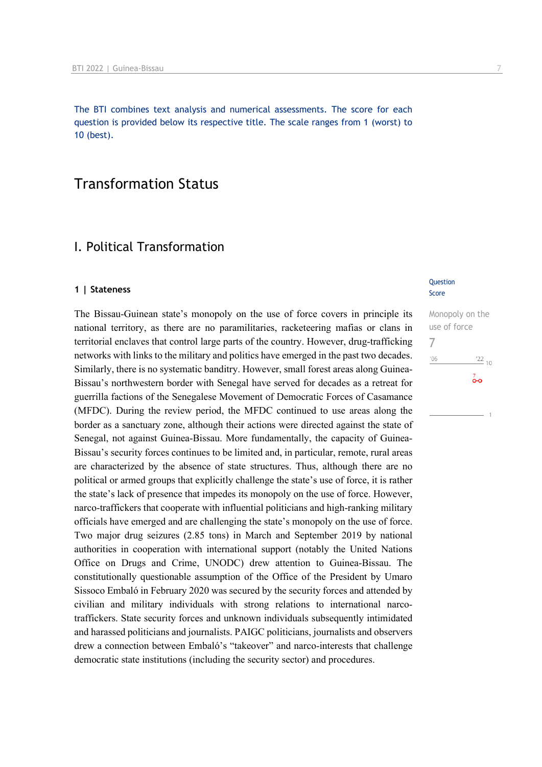The BTI combines text analysis and numerical assessments. The score for each question is provided below its respective title. The scale ranges from 1 (worst) to 10 (best).

# Transformation Status

## I. Political Transformation

### 1 | Stateness

Question Score

Monopoly on the use of force
7

The Bissau-Guinean state's monopoly on the use of force covers in principle its national territory, as there are no paramilitaries, racketeering mafias or clans in territorial enclaves that control large parts of the country. However, drug-trafficking networks with links to the military and politics have emerged in the past two decades. Similarly, there is no systematic banditry. However, small forest areas along Guinea-Bissau's northwestern border with Senegal have served for decades as a retreat for guerrilla factions of the Senegalese Movement of Democratic Forces of Casamance (MFDC). During the review period, the MFDC continued to use areas along the border as a sanctuary zone, although their actions were directed against the state of Senegal, not against Guinea-Bissau. More fundamentally, the capacity of Guinea-Bissau's security forces continues to be limited and, in particular, remote, rural areas are characterized by the absence of state structures. Thus, although there are no political or armed groups that explicitly challenge the state's use of force, it is rather the state's lack of presence that impedes its monopoly on the use of force. However, narco-traffickers that cooperate with influential politicians and high-ranking military officials have emerged and are challenging the state's monopoly on the use of force. Two major drug seizures (2.85 tons) in March and September 2019 by national authorities in cooperation with international support (notably the United Nations Office on Drugs and Crime, UNODC) drew attention to Guinea-Bissau. The constitutionally questionable assumption of the Office of the President by Umaro Sissoco Embaló in February 2020 was secured by the security forces and attended by civilian and military individuals with strong relations to international narco-traffickers. State security forces and unknown individuals subsequently intimidated and harassed politicians and journalists. PAIGC politicians, journalists and observers drew a connection between Embaló's "takeover" and narco-interests that challenge democratic state institutions (including the security sector) and procedures.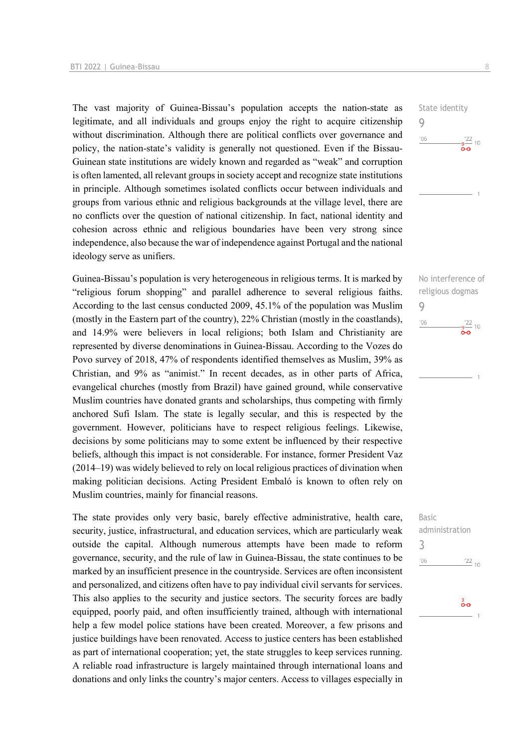The vast majority of Guinea-Bissau's population accepts the nation-state as legitimate, and all individuals and groups enjoy the right to acquire citizenship without discrimination. Although there are political conflicts over governance and policy, the nation-state's validity is generally not questioned. Even if the Bissau-Guinean state institutions are widely known and regarded as "weak" and corruption is often lamented, all relevant groups in society accept and recognize state institutions in principle. Although sometimes isolated conflicts occur between individuals and groups from various ethnic and religious backgrounds at the village level, there are no conflicts over the question of national citizenship. In fact, national identity and cohesion across ethnic and religious boundaries have been very strong since independence, also because the war of independence against Portugal and the national ideology serve as unifiers.

State identity
9

Guinea-Bissau's population is very heterogeneous in religious terms. It is marked by "religious forum shopping" and parallel adherence to several religious faiths. According to the last census conducted 2009, 45.1% of the population was Muslim (mostly in the Eastern part of the country), 22% Christian (mostly in the coastlands), and 14.9% were believers in local religions; both Islam and Christianity are represented by diverse denominations in Guinea-Bissau. According to the Vozes do Povo survey of 2018, 47% of respondents identified themselves as Muslim, 39% as Christian, and 9% as "animist." In recent decades, as in other parts of Africa, evangelical churches (mostly from Brazil) have gained ground, while conservative Muslim countries have donated grants and scholarships, thus competing with firmly anchored Sufi Islam. The state is legally secular, and this is respected by the government. However, politicians have to respect religious feelings. Likewise, decisions by some politicians may to some extent be influenced by their respective beliefs, although this impact is not considerable. For instance, former President Vaz (2014–19) was widely believed to rely on local religious practices of divination when making politician decisions. Acting President Embaló is known to often rely on Muslim countries, mainly for financial reasons.

No interference of religious dogmas
9

The state provides only very basic, barely effective administrative, health care, security, justice, infrastructural, and education services, which are particularly weak outside the capital. Although numerous attempts have been made to reform governance, security, and the rule of law in Guinea-Bissau, the state continues to be marked by an insufficient presence in the countryside. Services are often inconsistent and personalized, and citizens often have to pay individual civil servants for services. This also applies to the security and justice sectors. The security forces are badly equipped, poorly paid, and often insufficiently trained, although with international help a few model police stations have been created. Moreover, a few prisons and justice buildings have been renovated. Access to justice centers has been established as part of international cooperation; yet, the state struggles to keep services running. A reliable road infrastructure is largely maintained through international loans and donations and only links the country's major centers. Access to villages especially in

Basic administration
3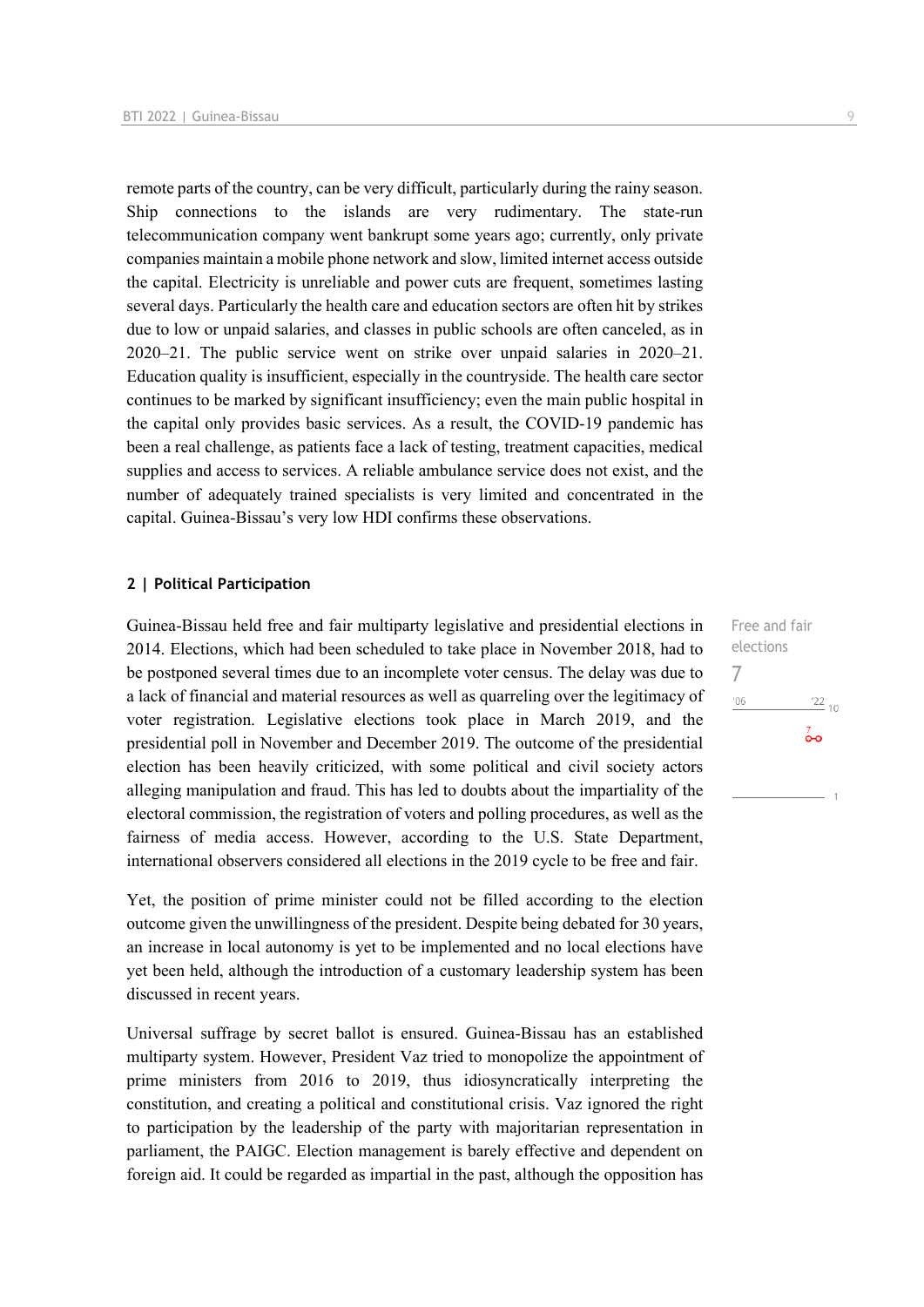remote parts of the country, can be very difficult, particularly during the rainy season. Ship connections to the islands are very rudimentary. The state-run telecommunication company went bankrupt some years ago; currently, only private companies maintain a mobile phone network and slow, limited internet access outside the capital. Electricity is unreliable and power cuts are frequent, sometimes lasting several days. Particularly the health care and education sectors are often hit by strikes due to low or unpaid salaries, and classes in public schools are often canceled, as in 2020–21. The public service went on strike over unpaid salaries in 2020–21. Education quality is insufficient, especially in the countryside. The health care sector continues to be marked by significant insufficiency; even the main public hospital in the capital only provides basic services. As a result, the COVID-19 pandemic has been a real challenge, as patients face a lack of testing, treatment capacities, medical supplies and access to services. A reliable ambulance service does not exist, and the number of adequately trained specialists is very limited and concentrated in the capital. Guinea-Bissau's very low HDI confirms these observations.

## 2 | Political Participation

Free and fair elections
7

Guinea-Bissau held free and fair multiparty legislative and presidential elections in 2014. Elections, which had been scheduled to take place in November 2018, had to be postponed several times due to an incomplete voter census. The delay was due to a lack of financial and material resources as well as quarreling over the legitimacy of voter registration. Legislative elections took place in March 2019, and the presidential poll in November and December 2019. The outcome of the presidential election has been heavily criticized, with some political and civil society actors alleging manipulation and fraud. This has led to doubts about the impartiality of the electoral commission, the registration of voters and polling procedures, as well as the fairness of media access. However, according to the U.S. State Department, international observers considered all elections in the 2019 cycle to be free and fair.

Yet, the position of prime minister could not be filled according to the election outcome given the unwillingness of the president. Despite being debated for 30 years, an increase in local autonomy is yet to be implemented and no local elections have yet been held, although the introduction of a customary leadership system has been discussed in recent years.

Universal suffrage by secret ballot is ensured. Guinea-Bissau has an established multiparty system. However, President Vaz tried to monopolize the appointment of prime ministers from 2016 to 2019, thus idiosyncratically interpreting the constitution, and creating a political and constitutional crisis. Vaz ignored the right to participation by the leadership of the party with majoritarian representation in parliament, the PAIGC. Election management is barely effective and dependent on foreign aid. It could be regarded as impartial in the past, although the opposition has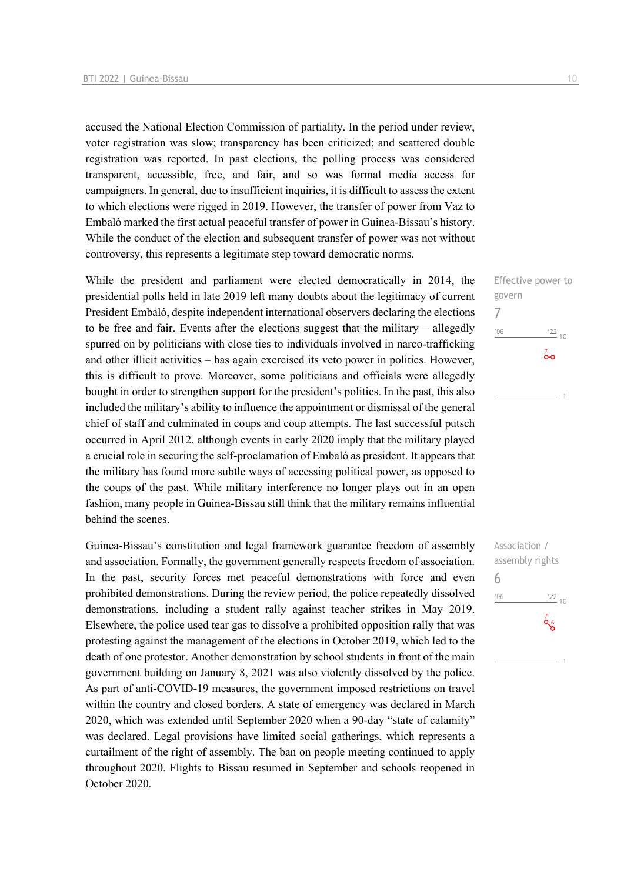accused the National Election Commission of partiality. In the period under review, voter registration was slow; transparency has been criticized; and scattered double registration was reported. In past elections, the polling process was considered transparent, accessible, free, and fair, and so was formal media access for campaigners. In general, due to insufficient inquiries, it is difficult to assess the extent to which elections were rigged in 2019. However, the transfer of power from Vaz to Embaló marked the first actual peaceful transfer of power in Guinea-Bissau's history. While the conduct of the election and subsequent transfer of power was not without controversy, this represents a legitimate step toward democratic norms.

Effective power to govern
7

While the president and parliament were elected democratically in 2014, the presidential polls held in late 2019 left many doubts about the legitimacy of current President Embaló, despite independent international observers declaring the elections to be free and fair. Events after the elections suggest that the military – allegedly spurred on by politicians with close ties to individuals involved in narco-trafficking and other illicit activities – has again exercised its veto power in politics. However, this is difficult to prove. Moreover, some politicians and officials were allegedly bought in order to strengthen support for the president's politics. In the past, this also included the military's ability to influence the appointment or dismissal of the general chief of staff and culminated in coups and coup attempts. The last successful putsch occurred in April 2012, although events in early 2020 imply that the military played a crucial role in securing the self-proclamation of Embaló as president. It appears that the military has found more subtle ways of accessing political power, as opposed to the coups of the past. While military interference no longer plays out in an open fashion, many people in Guinea-Bissau still think that the military remains influential behind the scenes.

Association / assembly rights
6

Guinea-Bissau's constitution and legal framework guarantee freedom of assembly and association. Formally, the government generally respects freedom of association. In the past, security forces met peaceful demonstrations with force and even prohibited demonstrations. During the review period, the police repeatedly dissolved demonstrations, including a student rally against teacher strikes in May 2019. Elsewhere, the police used tear gas to dissolve a prohibited opposition rally that was protesting against the management of the elections in October 2019, which led to the death of one protestor. Another demonstration by school students in front of the main government building on January 8, 2021 was also violently dissolved by the police. As part of anti-COVID-19 measures, the government imposed restrictions on travel within the country and closed borders. A state of emergency was declared in March 2020, which was extended until September 2020 when a 90-day "state of calamity" was declared. Legal provisions have limited social gatherings, which represents a curtailment of the right of assembly. The ban on people meeting continued to apply throughout 2020. Flights to Bissau resumed in September and schools reopened in October 2020.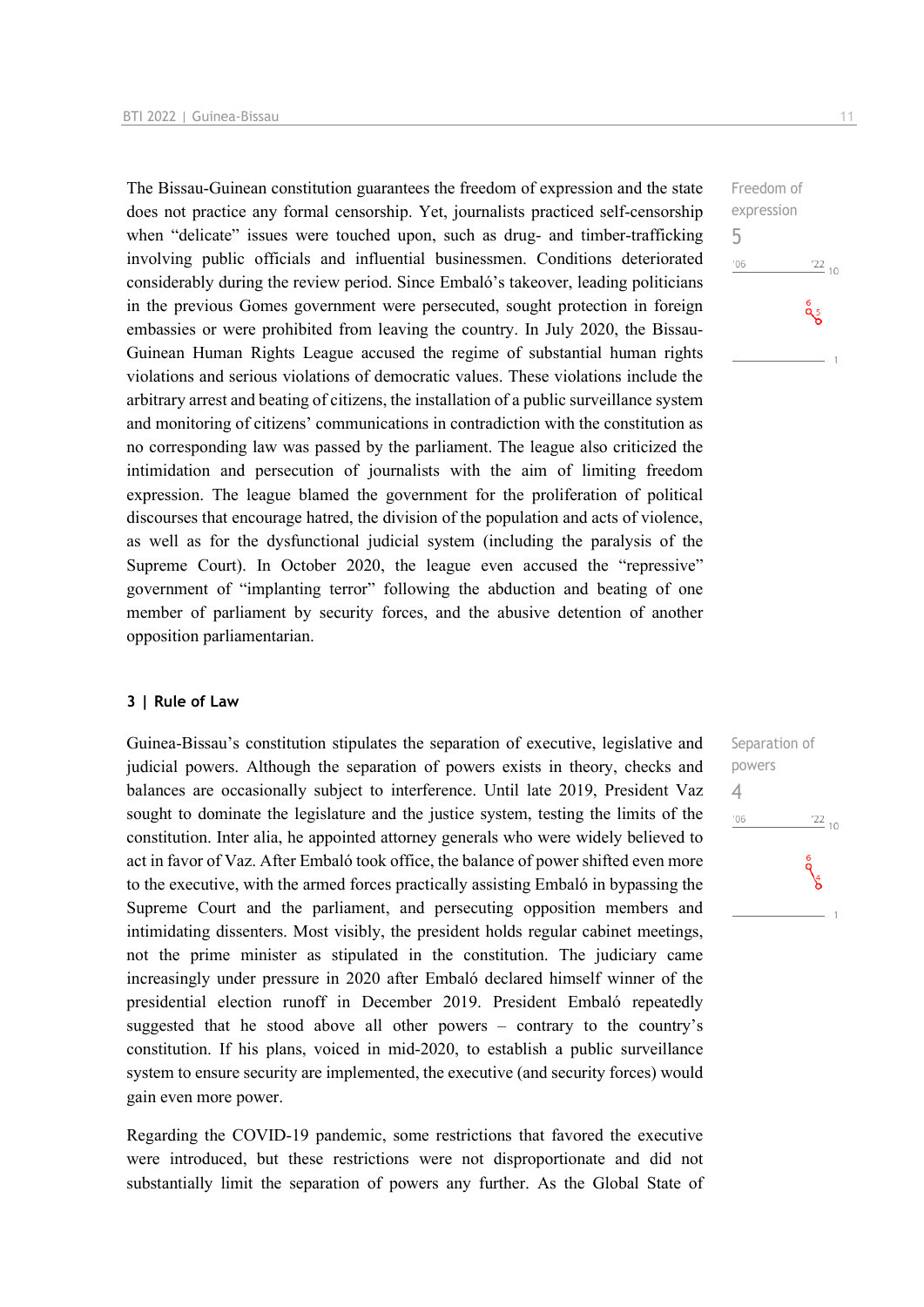The Bissau-Guinean constitution guarantees the freedom of expression and the state does not practice any formal censorship. Yet, journalists practiced self-censorship when "delicate" issues were touched upon, such as drug- and timber-trafficking involving public officials and influential businessmen. Conditions deteriorated considerably during the review period. Since Embaló's takeover, leading politicians in the previous Gomes government were persecuted, sought protection in foreign embassies or were prohibited from leaving the country. In July 2020, the Bissau-Guinean Human Rights League accused the regime of substantial human rights violations and serious violations of democratic values. These violations include the arbitrary arrest and beating of citizens, the installation of a public surveillance system and monitoring of citizens' communications in contradiction with the constitution as no corresponding law was passed by the parliament. The league also criticized the intimidation and persecution of journalists with the aim of limiting freedom expression. The league blamed the government for the proliferation of political discourses that encourage hatred, the division of the population and acts of violence, as well as for the dysfunctional judicial system (including the paralysis of the Supreme Court). In October 2020, the league even accused the "repressive" government of "implanting terror" following the abduction and beating of one member of parliament by security forces, and the abusive detention of another opposition parliamentarian.

Freedom of expression
5

### 3 | Rule of Law

Guinea-Bissau's constitution stipulates the separation of executive, legislative and judicial powers. Although the separation of powers exists in theory, checks and balances are occasionally subject to interference. Until late 2019, President Vaz sought to dominate the legislature and the justice system, testing the limits of the constitution. Inter alia, he appointed attorney generals who were widely believed to act in favor of Vaz. After Embaló took office, the balance of power shifted even more to the executive, with the armed forces practically assisting Embaló in bypassing the Supreme Court and the parliament, and persecuting opposition members and intimidating dissenters. Most visibly, the president holds regular cabinet meetings, not the prime minister as stipulated in the constitution. The judiciary came increasingly under pressure in 2020 after Embaló declared himself winner of the presidential election runoff in December 2019. President Embaló repeatedly suggested that he stood above all other powers – contrary to the country's constitution. If his plans, voiced in mid-2020, to establish a public surveillance system to ensure security are implemented, the executive (and security forces) would gain even more power.

Separation of powers
4

Regarding the COVID-19 pandemic, some restrictions that favored the executive were introduced, but these restrictions were not disproportionate and did not substantially limit the separation of powers any further. As the Global State of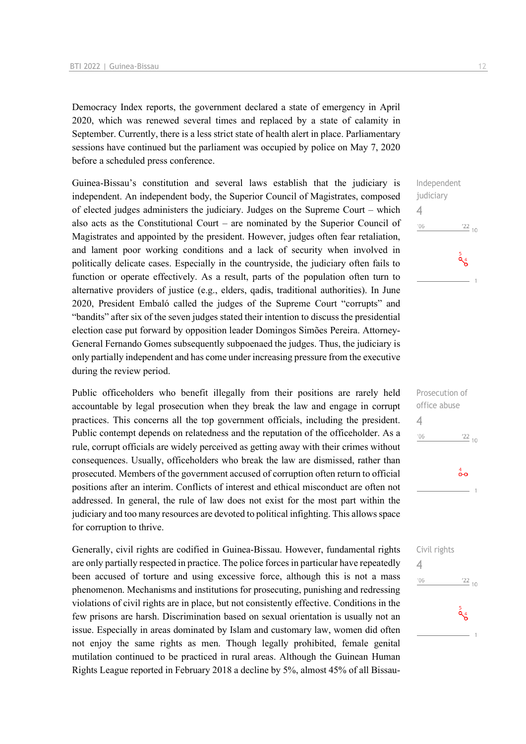Democracy Index reports, the government declared a state of emergency in April 2020, which was renewed several times and replaced by a state of calamity in September. Currently, there is a less strict state of health alert in place. Parliamentary sessions have continued but the parliament was occupied by police on May 7, 2020 before a scheduled press conference.

Independent judiciary
4

Guinea-Bissau's constitution and several laws establish that the judiciary is independent. An independent body, the Superior Council of Magistrates, composed of elected judges administers the judiciary. Judges on the Supreme Court – which also acts as the Constitutional Court – are nominated by the Superior Council of Magistrates and appointed by the president. However, judges often fear retaliation, and lament poor working conditions and a lack of security when involved in politically delicate cases. Especially in the countryside, the judiciary often fails to function or operate effectively. As a result, parts of the population often turn to alternative providers of justice (e.g., elders, qadis, traditional authorities). In June 2020, President Embaló called the judges of the Supreme Court "corrupts" and "bandits" after six of the seven judges stated their intention to discuss the presidential election case put forward by opposition leader Domingos Simões Pereira. Attorney-General Fernando Gomes subsequently subpoenaed the judges. Thus, the judiciary is only partially independent and has come under increasing pressure from the executive during the review period.

Prosecution of office abuse
4

Public officeholders who benefit illegally from their positions are rarely held accountable by legal prosecution when they break the law and engage in corrupt practices. This concerns all the top government officials, including the president. Public contempt depends on relatedness and the reputation of the officeholder. As a rule, corrupt officials are widely perceived as getting away with their crimes without consequences. Usually, officeholders who break the law are dismissed, rather than prosecuted. Members of the government accused of corruption often return to official positions after an interim. Conflicts of interest and ethical misconduct are often not addressed. In general, the rule of law does not exist for the most part within the judiciary and too many resources are devoted to political infighting. This allows space for corruption to thrive.

Civil rights
4

Generally, civil rights are codified in Guinea-Bissau. However, fundamental rights are only partially respected in practice. The police forces in particular have repeatedly been accused of torture and using excessive force, although this is not a mass phenomenon. Mechanisms and institutions for prosecuting, punishing and redressing violations of civil rights are in place, but not consistently effective. Conditions in the few prisons are harsh. Discrimination based on sexual orientation is usually not an issue. Especially in areas dominated by Islam and customary law, women did often not enjoy the same rights as men. Though legally prohibited, female genital mutilation continued to be practiced in rural areas. Although the Guinean Human Rights League reported in February 2018 a decline by 5%, almost 45% of all Bissau-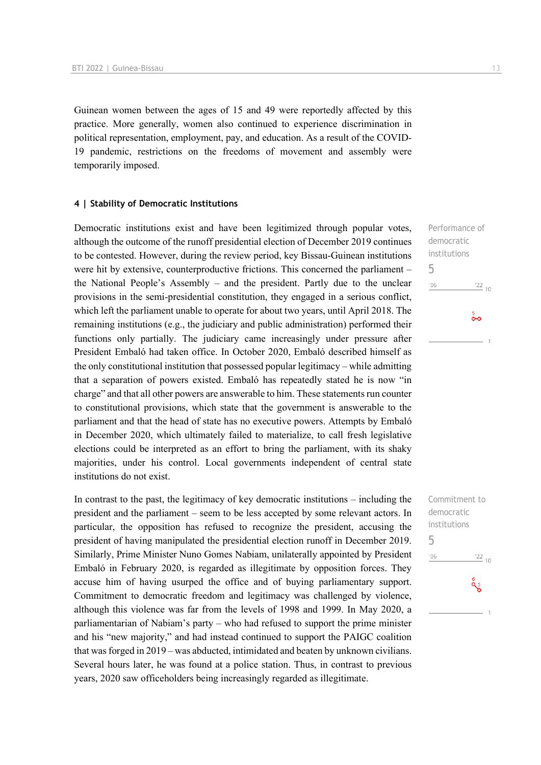Guinean women between the ages of 15 and 49 were reportedly affected by this practice. More generally, women also continued to experience discrimination in political representation, employment, pay, and education. As a result of the COVID-19 pandemic, restrictions on the freedoms of movement and assembly were temporarily imposed.

#### 4 | Stability of Democratic Institutions

Performance of democratic institutions
5

Democratic institutions exist and have been legitimized through popular votes, although the outcome of the runoff presidential election of December 2019 continues to be contested. However, during the review period, key Bissau-Guinean institutions were hit by extensive, counterproductive frictions. This concerned the parliament – the National People's Assembly – and the president. Partly due to the unclear provisions in the semi-presidential constitution, they engaged in a serious conflict, which left the parliament unable to operate for about two years, until April 2018. The remaining institutions (e.g., the judiciary and public administration) performed their functions only partially. The judiciary came increasingly under pressure after President Embaló had taken office. In October 2020, Embaló described himself as the only constitutional institution that possessed popular legitimacy – while admitting that a separation of powers existed. Embaló has repeatedly stated he is now "in charge" and that all other powers are answerable to him. These statements run counter to constitutional provisions, which state that the government is answerable to the parliament and that the head of state has no executive powers. Attempts by Embaló in December 2020, which ultimately failed to materialize, to call fresh legislative elections could be interpreted as an effort to bring the parliament, with its shaky majorities, under his control. Local governments independent of central state institutions do not exist.

Commitment to democratic institutions
5

In contrast to the past, the legitimacy of key democratic institutions – including the president and the parliament – seem to be less accepted by some relevant actors. In particular, the opposition has refused to recognize the president, accusing the president of having manipulated the presidential election runoff in December 2019. Similarly, Prime Minister Nuno Gomes Nabiam, unilaterally appointed by President Embaló in February 2020, is regarded as illegitimate by opposition forces. They accuse him of having usurped the office and of buying parliamentary support. Commitment to democratic freedom and legitimacy was challenged by violence, although this violence was far from the levels of 1998 and 1999. In May 2020, a parliamentarian of Nabiam's party – who had refused to support the prime minister and his "new majority," and had instead continued to support the PAIGC coalition that was forged in 2019 – was abducted, intimidated and beaten by unknown civilians. Several hours later, he was found at a police station. Thus, in contrast to previous years, 2020 saw officeholders being increasingly regarded as illegitimate.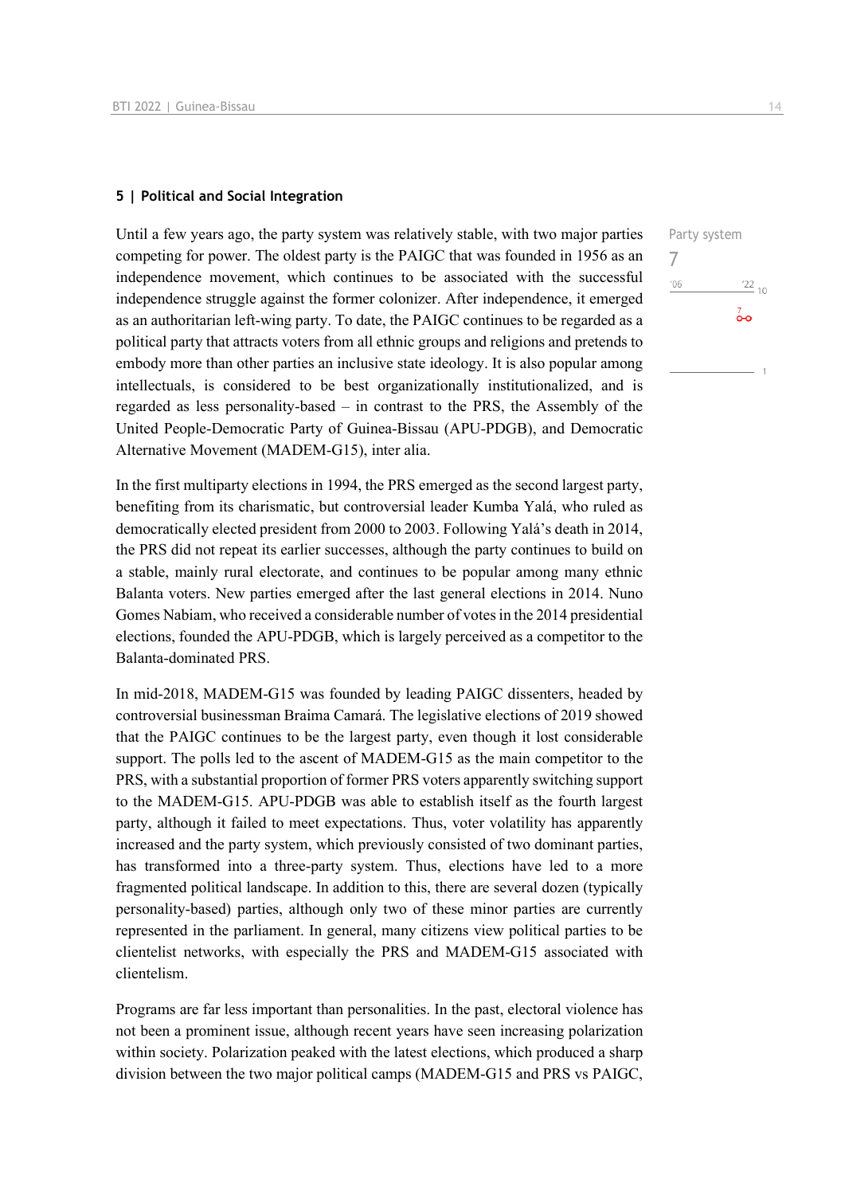## 5 | Political and Social Integration

Party system

7

Until a few years ago, the party system was relatively stable, with two major parties competing for power. The oldest party is the PAIGC that was founded in 1956 as an independence movement, which continues to be associated with the successful independence struggle against the former colonizer. After independence, it emerged as an authoritarian left-wing party. To date, the PAIGC continues to be regarded as a political party that attracts voters from all ethnic groups and religions and pretends to embody more than other parties an inclusive state ideology. It is also popular among intellectuals, is considered to be best organizationally institutionalized, and is regarded as less personality-based – in contrast to the PRS, the Assembly of the United People-Democratic Party of Guinea-Bissau (APU-PDGB), and Democratic Alternative Movement (MADEM-G15), inter alia.

In the first multiparty elections in 1994, the PRS emerged as the second largest party, benefiting from its charismatic, but controversial leader Kumba Yalá, who ruled as democratically elected president from 2000 to 2003. Following Yalá's death in 2014, the PRS did not repeat its earlier successes, although the party continues to build on a stable, mainly rural electorate, and continues to be popular among many ethnic Balanta voters. New parties emerged after the last general elections in 2014. Nuno Gomes Nabiam, who received a considerable number of votes in the 2014 presidential elections, founded the APU-PDGB, which is largely perceived as a competitor to the Balanta-dominated PRS.

In mid-2018, MADEM-G15 was founded by leading PAIGC dissenters, headed by controversial businessman Braima Camará. The legislative elections of 2019 showed that the PAIGC continues to be the largest party, even though it lost considerable support. The polls led to the ascent of MADEM-G15 as the main competitor to the PRS, with a substantial proportion of former PRS voters apparently switching support to the MADEM-G15. APU-PDGB was able to establish itself as the fourth largest party, although it failed to meet expectations. Thus, voter volatility has apparently increased and the party system, which previously consisted of two dominant parties, has transformed into a three-party system. Thus, elections have led to a more fragmented political landscape. In addition to this, there are several dozen (typically personality-based) parties, although only two of these minor parties are currently represented in the parliament. In general, many citizens view political parties to be clientelist networks, with especially the PRS and MADEM-G15 associated with clientelism.

Programs are far less important than personalities. In the past, electoral violence has not been a prominent issue, although recent years have seen increasing polarization within society. Polarization peaked with the latest elections, which produced a sharp division between the two major political camps (MADEM-G15 and PRS vs PAIGC,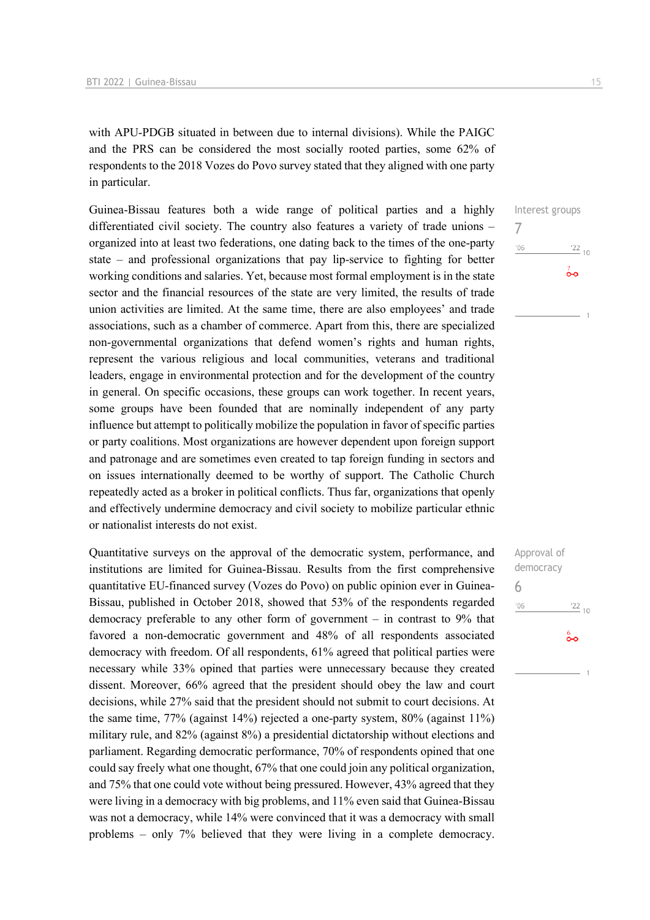with APU-PDGB situated in between due to internal divisions). While the PAIGC and the PRS can be considered the most socially rooted parties, some 62% of respondents to the 2018 Vozes do Povo survey stated that they aligned with one party in particular.

Interest groups
7

Guinea-Bissau features both a wide range of political parties and a highly differentiated civil society. The country also features a variety of trade unions – organized into at least two federations, one dating back to the times of the one-party state – and professional organizations that pay lip-service to fighting for better working conditions and salaries. Yet, because most formal employment is in the state sector and the financial resources of the state are very limited, the results of trade union activities are limited. At the same time, there are also employees' and trade associations, such as a chamber of commerce. Apart from this, there are specialized non-governmental organizations that defend women's rights and human rights, represent the various religious and local communities, veterans and traditional leaders, engage in environmental protection and for the development of the country in general. On specific occasions, these groups can work together. In recent years, some groups have been founded that are nominally independent of any party influence but attempt to politically mobilize the population in favor of specific parties or party coalitions. Most organizations are however dependent upon foreign support and patronage and are sometimes even created to tap foreign funding in sectors and on issues internationally deemed to be worthy of support. The Catholic Church repeatedly acted as a broker in political conflicts. Thus far, organizations that openly and effectively undermine democracy and civil society to mobilize particular ethnic or nationalist interests do not exist.

Approval of democracy
6

Quantitative surveys on the approval of the democratic system, performance, and institutions are limited for Guinea-Bissau. Results from the first comprehensive quantitative EU-financed survey (Vozes do Povo) on public opinion ever in Guinea-Bissau, published in October 2018, showed that 53% of the respondents regarded democracy preferable to any other form of government – in contrast to 9% that favored a non-democratic government and 48% of all respondents associated democracy with freedom. Of all respondents, 61% agreed that political parties were necessary while 33% opined that parties were unnecessary because they created dissent. Moreover, 66% agreed that the president should obey the law and court decisions, while 27% said that the president should not submit to court decisions. At the same time, 77% (against 14%) rejected a one-party system, 80% (against 11%) military rule, and 82% (against 8%) a presidential dictatorship without elections and parliament. Regarding democratic performance, 70% of respondents opined that one could say freely what one thought, 67% that one could join any political organization, and 75% that one could vote without being pressured. However, 43% agreed that they were living in a democracy with big problems, and 11% even said that Guinea-Bissau was not a democracy, while 14% were convinced that it was a democracy with small problems – only 7% believed that they were living in a complete democracy.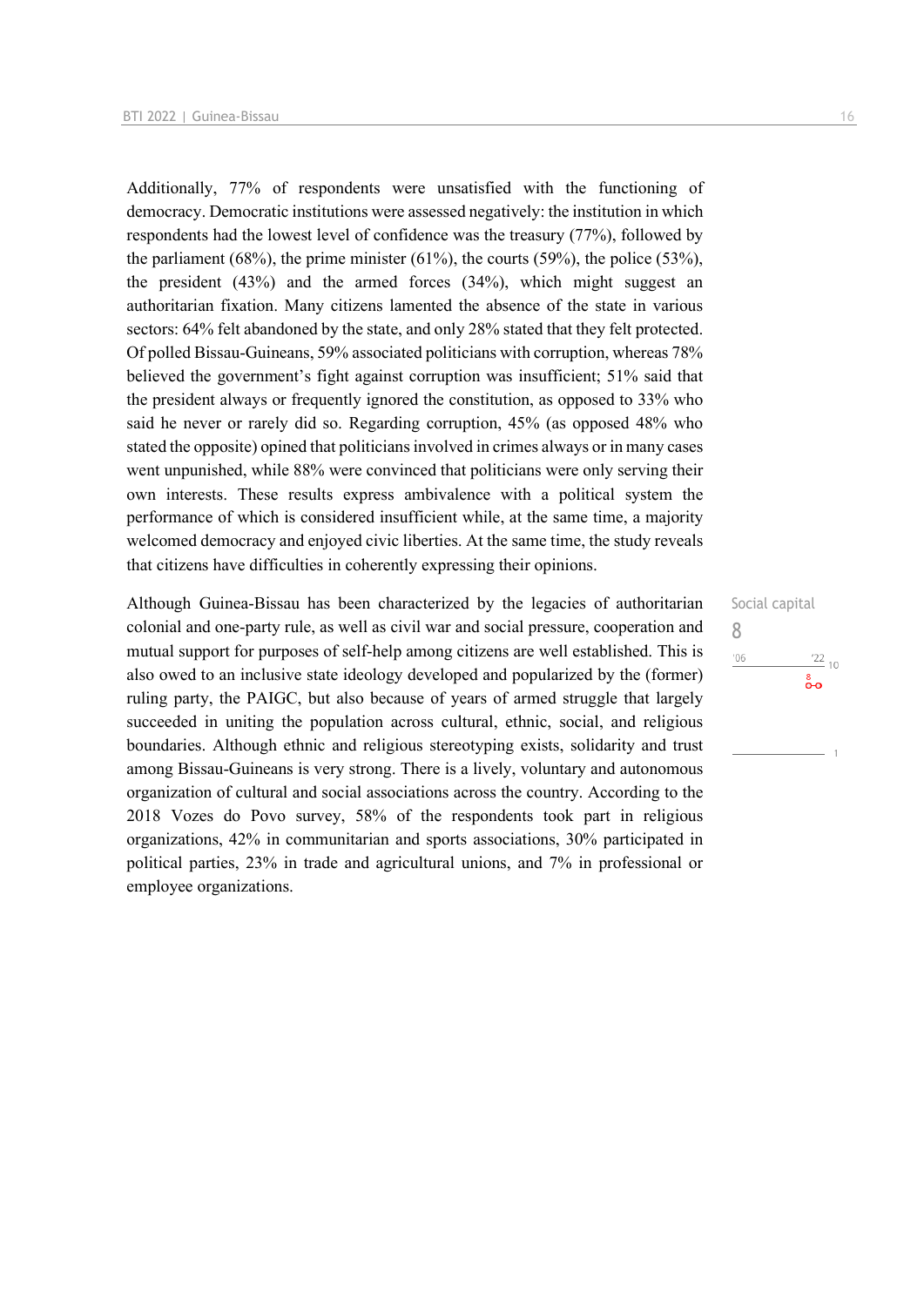Additionally, 77% of respondents were unsatisfied with the functioning of democracy. Democratic institutions were assessed negatively: the institution in which respondents had the lowest level of confidence was the treasury (77%), followed by the parliament (68%), the prime minister (61%), the courts (59%), the police (53%), the president (43%) and the armed forces (34%), which might suggest an authoritarian fixation. Many citizens lamented the absence of the state in various sectors: 64% felt abandoned by the state, and only 28% stated that they felt protected. Of polled Bissau-Guineans, 59% associated politicians with corruption, whereas 78% believed the government's fight against corruption was insufficient; 51% said that the president always or frequently ignored the constitution, as opposed to 33% who said he never or rarely did so. Regarding corruption, 45% (as opposed 48% who stated the opposite) opined that politicians involved in crimes always or in many cases went unpunished, while 88% were convinced that politicians were only serving their own interests. These results express ambivalence with a political system the performance of which is considered insufficient while, at the same time, a majority welcomed democracy and enjoyed civic liberties. At the same time, the study reveals that citizens have difficulties in coherently expressing their opinions.

Social capital
8

Although Guinea-Bissau has been characterized by the legacies of authoritarian colonial and one-party rule, as well as civil war and social pressure, cooperation and mutual support for purposes of self-help among citizens are well established. This is also owed to an inclusive state ideology developed and popularized by the (former) ruling party, the PAIGC, but also because of years of armed struggle that largely succeeded in uniting the population across cultural, ethnic, social, and religious boundaries. Although ethnic and religious stereotyping exists, solidarity and trust among Bissau-Guineans is very strong. There is a lively, voluntary and autonomous organization of cultural and social associations across the country. According to the 2018 Vozes do Povo survey, 58% of the respondents took part in religious organizations, 42% in communitarian and sports associations, 30% participated in political parties, 23% in trade and agricultural unions, and 7% in professional or employee organizations.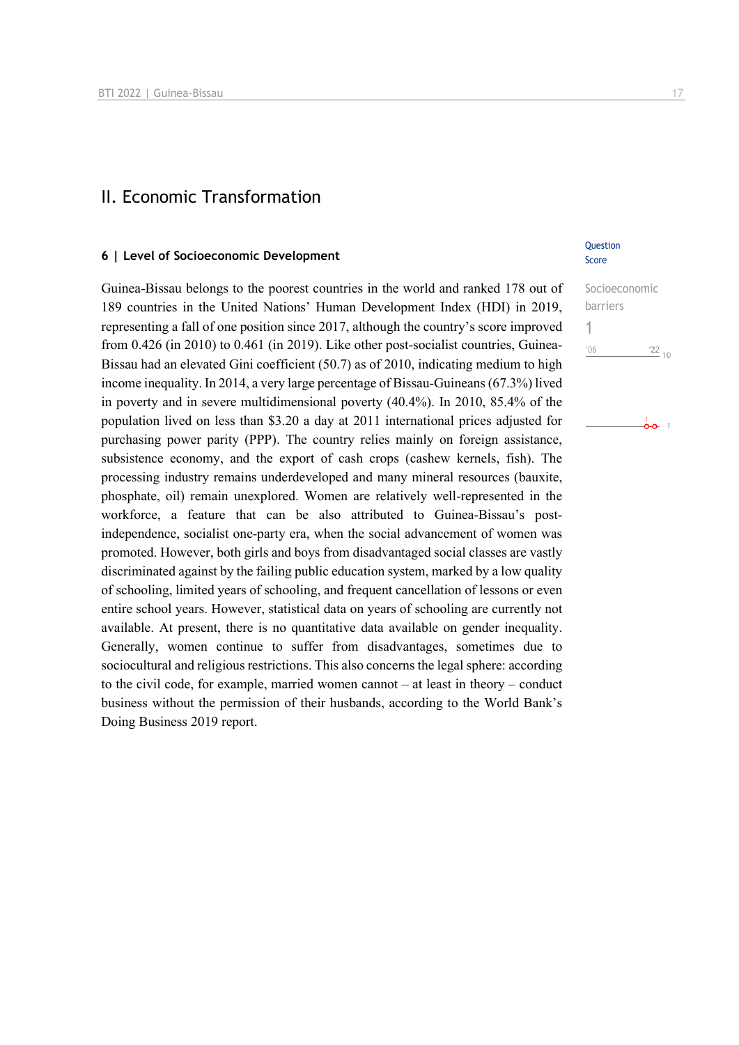# II. Economic Transformation

## 6 | Level of Socioeconomic Development

Question Score

Socioeconomic barriers

1

'06 '22 10

Guinea-Bissau belongs to the poorest countries in the world and ranked 178 out of 189 countries in the United Nations' Human Development Index (HDI) in 2019, representing a fall of one position since 2017, although the country's score improved from 0.426 (in 2010) to 0.461 (in 2019). Like other post-socialist countries, Guinea-Bissau had an elevated Gini coefficient (50.7) as of 2010, indicating medium to high income inequality. In 2014, a very large percentage of Bissau-Guineans (67.3%) lived in poverty and in severe multidimensional poverty (40.4%). In 2010, 85.4% of the population lived on less than \$3.20 a day at 2011 international prices adjusted for purchasing power parity (PPP). The country relies mainly on foreign assistance, subsistence economy, and the export of cash crops (cashew kernels, fish). The processing industry remains underdeveloped and many mineral resources (bauxite, phosphate, oil) remain unexplored. Women are relatively well-represented in the workforce, a feature that can be also attributed to Guinea-Bissau's post-independence, socialist one-party era, when the social advancement of women was promoted. However, both girls and boys from disadvantaged social classes are vastly discriminated against by the failing public education system, marked by a low quality of schooling, limited years of schooling, and frequent cancellation of lessons or even entire school years. However, statistical data on years of schooling are currently not available. At present, there is no quantitative data available on gender inequality. Generally, women continue to suffer from disadvantages, sometimes due to sociocultural and religious restrictions. This also concerns the legal sphere: according to the civil code, for example, married women cannot – at least in theory – conduct business without the permission of their husbands, according to the World Bank's Doing Business 2019 report.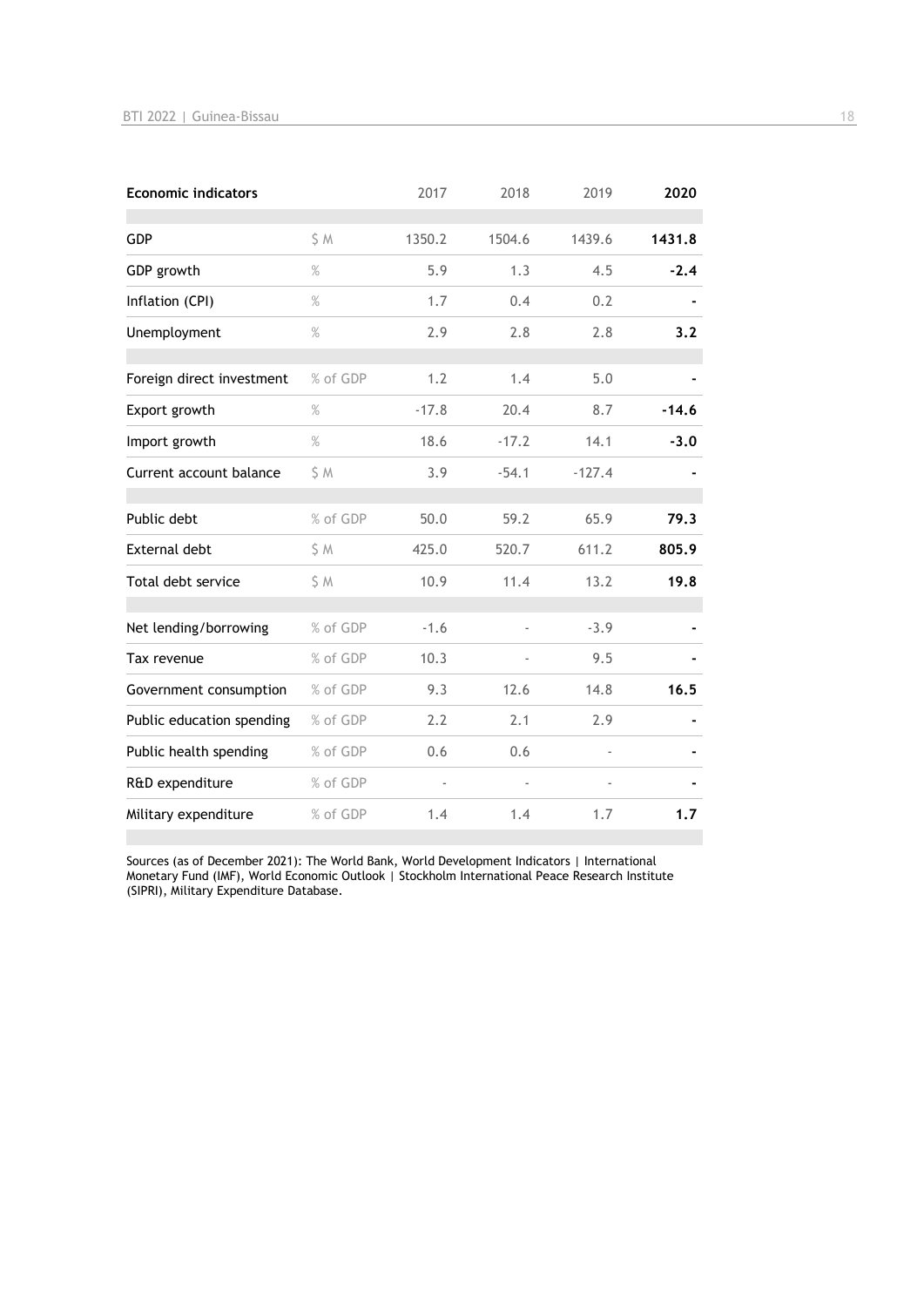| Economic indicators | | 2017 | 2018 | 2019 | **2020** |
|---|---|---|---|---|---|
| GDP | $ M | 1350.2 | 1504.6 | 1439.6 | **1431.8** |
| GDP growth | % | 5.9 | 1.3 | 4.5 | **-2.4** |
| Inflation (CPI) | % | 1.7 | 0.4 | 0.2 | **-** |
| Unemployment | % | 2.9 | 2.8 | 2.8 | **3.2** |
| Foreign direct investment | % of GDP | 1.2 | 1.4 | 5.0 | **-** |
| Export growth | % | -17.8 | 20.4 | 8.7 | **-14.6** |
| Import growth | % | 18.6 | -17.2 | 14.1 | **-3.0** |
| Current account balance | $ M | 3.9 | -54.1 | -127.4 | **-** |
| Public debt | % of GDP | 50.0 | 59.2 | 65.9 | **79.3** |
| External debt | $ M | 425.0 | 520.7 | 611.2 | **805.9** |
| Total debt service | $ M | 10.9 | 11.4 | 13.2 | **19.8** |
| Net lending/borrowing | % of GDP | -1.6 | - | -3.9 | **-** |
| Tax revenue | % of GDP | 10.3 | - | 9.5 | **-** |
| Government consumption | % of GDP | 9.3 | 12.6 | 14.8 | **16.5** |
| Public education spending | % of GDP | 2.2 | 2.1 | 2.9 | **-** |
| Public health spending | % of GDP | 0.6 | 0.6 | - | **-** |
| R&D expenditure | % of GDP | - | - | - | **-** |
| Military expenditure | % of GDP | 1.4 | 1.4 | 1.7 | **1.7** |

Sources (as of December 2021): The World Bank, World Development Indicators | International Monetary Fund (IMF), World Economic Outlook | Stockholm International Peace Research Institute (SIPRI), Military Expenditure Database.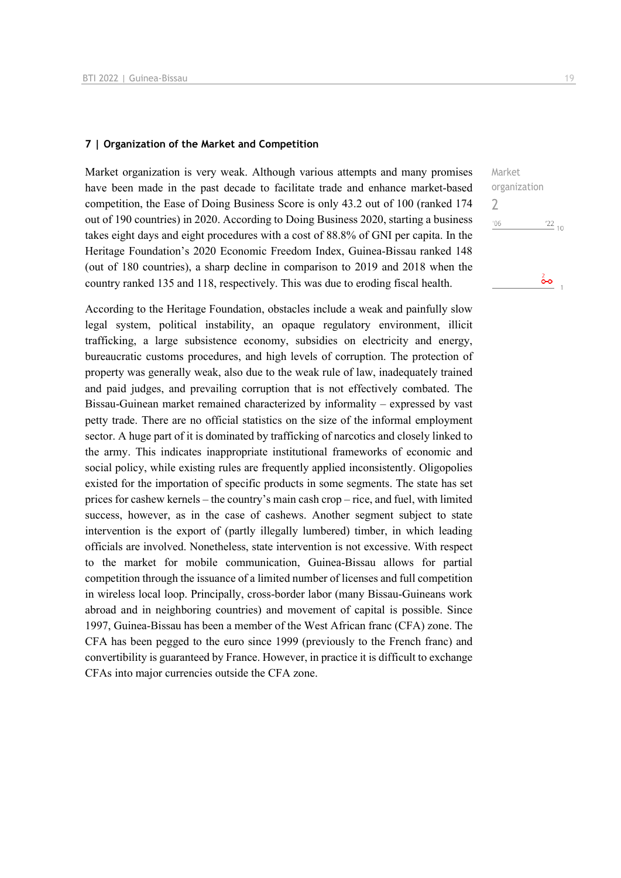### 7 | Organization of the Market and Competition

Market organization
2

Market organization is very weak. Although various attempts and many promises have been made in the past decade to facilitate trade and enhance market-based competition, the Ease of Doing Business Score is only 43.2 out of 100 (ranked 174 out of 190 countries) in 2020. According to Doing Business 2020, starting a business takes eight days and eight procedures with a cost of 88.8% of GNI per capita. In the Heritage Foundation's 2020 Economic Freedom Index, Guinea-Bissau ranked 148 (out of 180 countries), a sharp decline in comparison to 2019 and 2018 when the country ranked 135 and 118, respectively. This was due to eroding fiscal health.

According to the Heritage Foundation, obstacles include a weak and painfully slow legal system, political instability, an opaque regulatory environment, illicit trafficking, a large subsistence economy, subsidies on electricity and energy, bureaucratic customs procedures, and high levels of corruption. The protection of property was generally weak, also due to the weak rule of law, inadequately trained and paid judges, and prevailing corruption that is not effectively combated. The Bissau-Guinean market remained characterized by informality – expressed by vast petty trade. There are no official statistics on the size of the informal employment sector. A huge part of it is dominated by trafficking of narcotics and closely linked to the army. This indicates inappropriate institutional frameworks of economic and social policy, while existing rules are frequently applied inconsistently. Oligopolies existed for the importation of specific products in some segments. The state has set prices for cashew kernels – the country's main cash crop – rice, and fuel, with limited success, however, as in the case of cashews. Another segment subject to state intervention is the export of (partly illegally lumbered) timber, in which leading officials are involved. Nonetheless, state intervention is not excessive. With respect to the market for mobile communication, Guinea-Bissau allows for partial competition through the issuance of a limited number of licenses and full competition in wireless local loop. Principally, cross-border labor (many Bissau-Guineans work abroad and in neighboring countries) and movement of capital is possible. Since 1997, Guinea-Bissau has been a member of the West African franc (CFA) zone. The CFA has been pegged to the euro since 1999 (previously to the French franc) and convertibility is guaranteed by France. However, in practice it is difficult to exchange CFAs into major currencies outside the CFA zone.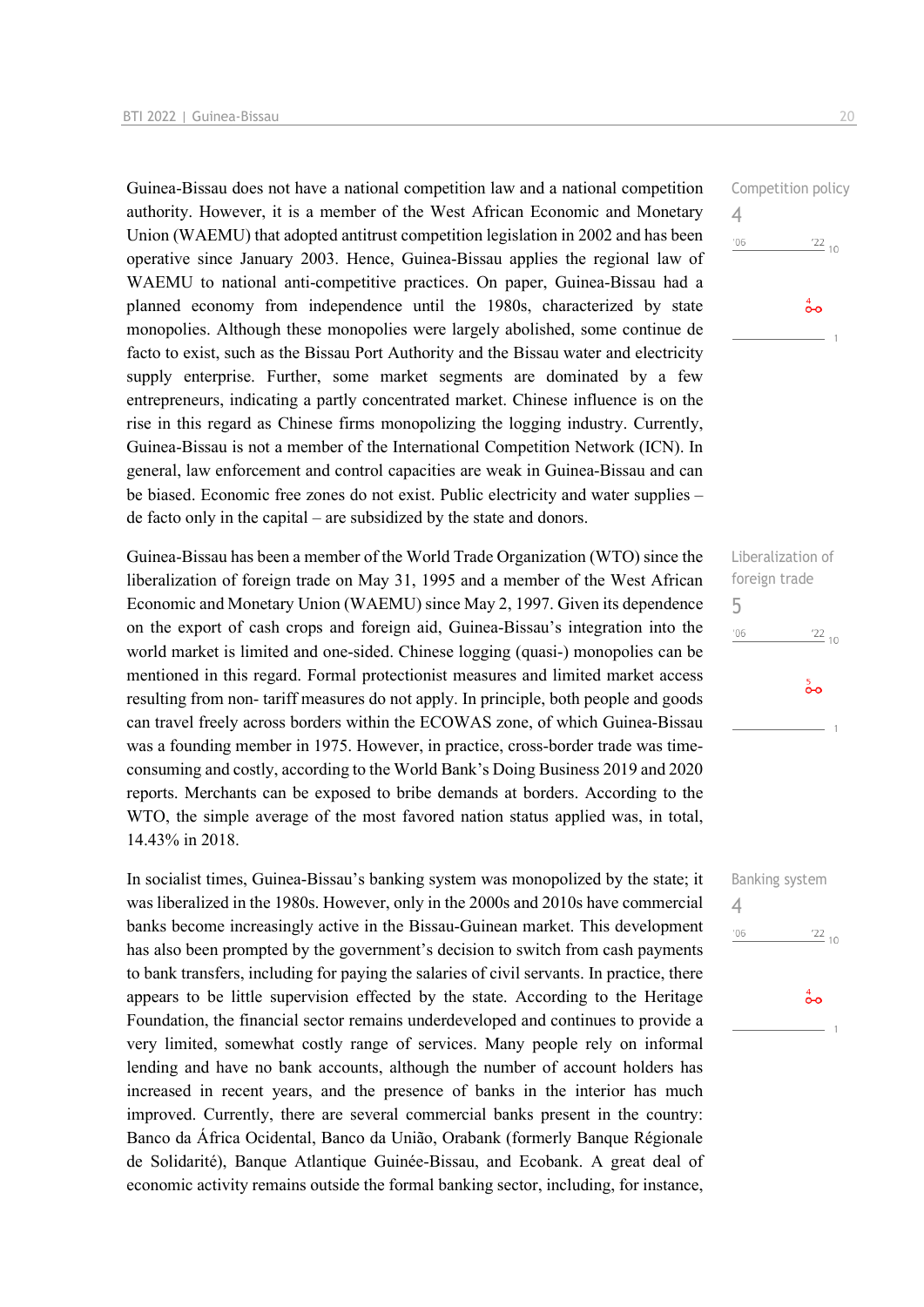Guinea-Bissau does not have a national competition law and a national competition authority. However, it is a member of the West African Economic and Monetary Union (WAEMU) that adopted antitrust competition legislation in 2002 and has been operative since January 2003. Hence, Guinea-Bissau applies the regional law of WAEMU to national anti-competitive practices. On paper, Guinea-Bissau had a planned economy from independence until the 1980s, characterized by state monopolies. Although these monopolies were largely abolished, some continue de facto to exist, such as the Bissau Port Authority and the Bissau water and electricity supply enterprise. Further, some market segments are dominated by a few entrepreneurs, indicating a partly concentrated market. Chinese influence is on the rise in this regard as Chinese firms monopolizing the logging industry. Currently, Guinea-Bissau is not a member of the International Competition Network (ICN). In general, law enforcement and control capacities are weak in Guinea-Bissau and can be biased. Economic free zones do not exist. Public electricity and water supplies – de facto only in the capital – are subsidized by the state and donors.

Competition policy
4

Guinea-Bissau has been a member of the World Trade Organization (WTO) since the liberalization of foreign trade on May 31, 1995 and a member of the West African Economic and Monetary Union (WAEMU) since May 2, 1997. Given its dependence on the export of cash crops and foreign aid, Guinea-Bissau's integration into the world market is limited and one-sided. Chinese logging (quasi-) monopolies can be mentioned in this regard. Formal protectionist measures and limited market access resulting from non- tariff measures do not apply. In principle, both people and goods can travel freely across borders within the ECOWAS zone, of which Guinea-Bissau was a founding member in 1975. However, in practice, cross-border trade was time-consuming and costly, according to the World Bank's Doing Business 2019 and 2020 reports. Merchants can be exposed to bribe demands at borders. According to the WTO, the simple average of the most favored nation status applied was, in total, 14.43% in 2018.

Liberalization of foreign trade
5

In socialist times, Guinea-Bissau's banking system was monopolized by the state; it was liberalized in the 1980s. However, only in the 2000s and 2010s have commercial banks become increasingly active in the Bissau-Guinean market. This development has also been prompted by the government's decision to switch from cash payments to bank transfers, including for paying the salaries of civil servants. In practice, there appears to be little supervision effected by the state. According to the Heritage Foundation, the financial sector remains underdeveloped and continues to provide a very limited, somewhat costly range of services. Many people rely on informal lending and have no bank accounts, although the number of account holders has increased in recent years, and the presence of banks in the interior has much improved. Currently, there are several commercial banks present in the country: Banco da África Ocidental, Banco da União, Orabank (formerly Banque Régionale de Solidarité), Banque Atlantique Guinée-Bissau, and Ecobank. A great deal of economic activity remains outside the formal banking sector, including, for instance,

Banking system
4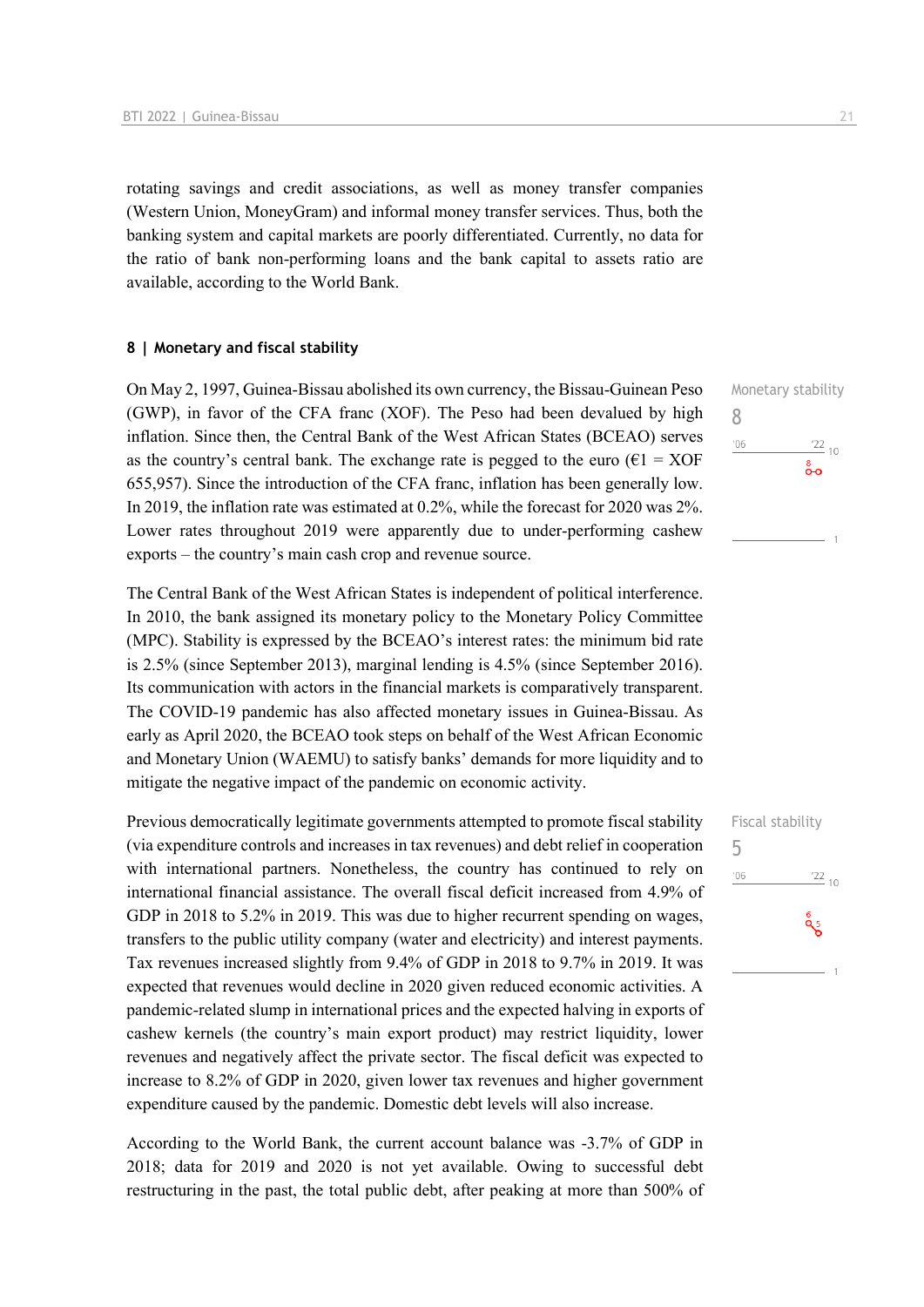rotating savings and credit associations, as well as money transfer companies (Western Union, MoneyGram) and informal money transfer services. Thus, both the banking system and capital markets are poorly differentiated. Currently, no data for the ratio of bank non-performing loans and the bank capital to assets ratio are available, according to the World Bank.

#### 8 | Monetary and fiscal stability

Monetary stability
8

On May 2, 1997, Guinea-Bissau abolished its own currency, the Bissau-Guinean Peso (GWP), in favor of the CFA franc (XOF). The Peso had been devalued by high inflation. Since then, the Central Bank of the West African States (BCEAO) serves as the country's central bank. The exchange rate is pegged to the euro (€1 = XOF 655,957). Since the introduction of the CFA franc, inflation has been generally low. In 2019, the inflation rate was estimated at 0.2%, while the forecast for 2020 was 2%. Lower rates throughout 2019 were apparently due to under-performing cashew exports – the country's main cash crop and revenue source.

The Central Bank of the West African States is independent of political interference. In 2010, the bank assigned its monetary policy to the Monetary Policy Committee (MPC). Stability is expressed by the BCEAO's interest rates: the minimum bid rate is 2.5% (since September 2013), marginal lending is 4.5% (since September 2016). Its communication with actors in the financial markets is comparatively transparent. The COVID-19 pandemic has also affected monetary issues in Guinea-Bissau. As early as April 2020, the BCEAO took steps on behalf of the West African Economic and Monetary Union (WAEMU) to satisfy banks' demands for more liquidity and to mitigate the negative impact of the pandemic on economic activity.

Fiscal stability
5

Previous democratically legitimate governments attempted to promote fiscal stability (via expenditure controls and increases in tax revenues) and debt relief in cooperation with international partners. Nonetheless, the country has continued to rely on international financial assistance. The overall fiscal deficit increased from 4.9% of GDP in 2018 to 5.2% in 2019. This was due to higher recurrent spending on wages, transfers to the public utility company (water and electricity) and interest payments. Tax revenues increased slightly from 9.4% of GDP in 2018 to 9.7% in 2019. It was expected that revenues would decline in 2020 given reduced economic activities. A pandemic-related slump in international prices and the expected halving in exports of cashew kernels (the country's main export product) may restrict liquidity, lower revenues and negatively affect the private sector. The fiscal deficit was expected to increase to 8.2% of GDP in 2020, given lower tax revenues and higher government expenditure caused by the pandemic. Domestic debt levels will also increase.

According to the World Bank, the current account balance was -3.7% of GDP in 2018; data for 2019 and 2020 is not yet available. Owing to successful debt restructuring in the past, the total public debt, after peaking at more than 500% of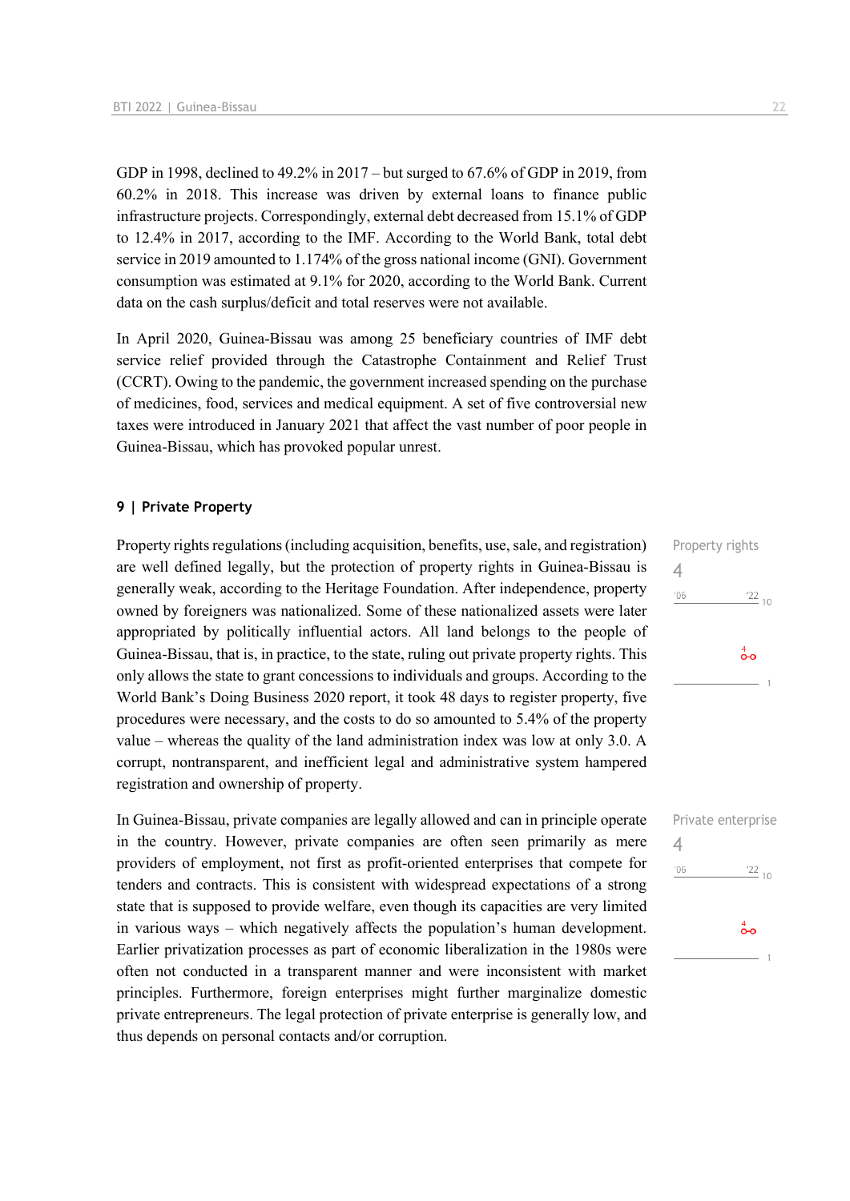GDP in 1998, declined to 49.2% in 2017 – but surged to 67.6% of GDP in 2019, from 60.2% in 2018. This increase was driven by external loans to finance public infrastructure projects. Correspondingly, external debt decreased from 15.1% of GDP to 12.4% in 2017, according to the IMF. According to the World Bank, total debt service in 2019 amounted to 1.174% of the gross national income (GNI). Government consumption was estimated at 9.1% for 2020, according to the World Bank. Current data on the cash surplus/deficit and total reserves were not available.

In April 2020, Guinea-Bissau was among 25 beneficiary countries of IMF debt service relief provided through the Catastrophe Containment and Relief Trust (CCRT). Owing to the pandemic, the government increased spending on the purchase of medicines, food, services and medical equipment. A set of five controversial new taxes were introduced in January 2021 that affect the vast number of poor people in Guinea-Bissau, which has provoked popular unrest.

### 9 | Private Property

Property rights
4

Property rights regulations (including acquisition, benefits, use, sale, and registration) are well defined legally, but the protection of property rights in Guinea-Bissau is generally weak, according to the Heritage Foundation. After independence, property owned by foreigners was nationalized. Some of these nationalized assets were later appropriated by politically influential actors. All land belongs to the people of Guinea-Bissau, that is, in practice, to the state, ruling out private property rights. This only allows the state to grant concessions to individuals and groups. According to the World Bank's Doing Business 2020 report, it took 48 days to register property, five procedures were necessary, and the costs to do so amounted to 5.4% of the property value – whereas the quality of the land administration index was low at only 3.0. A corrupt, nontransparent, and inefficient legal and administrative system hampered registration and ownership of property.

Private enterprise
4

In Guinea-Bissau, private companies are legally allowed and can in principle operate in the country. However, private companies are often seen primarily as mere providers of employment, not first as profit-oriented enterprises that compete for tenders and contracts. This is consistent with widespread expectations of a strong state that is supposed to provide welfare, even though its capacities are very limited in various ways – which negatively affects the population's human development. Earlier privatization processes as part of economic liberalization in the 1980s were often not conducted in a transparent manner and were inconsistent with market principles. Furthermore, foreign enterprises might further marginalize domestic private entrepreneurs. The legal protection of private enterprise is generally low, and thus depends on personal contacts and/or corruption.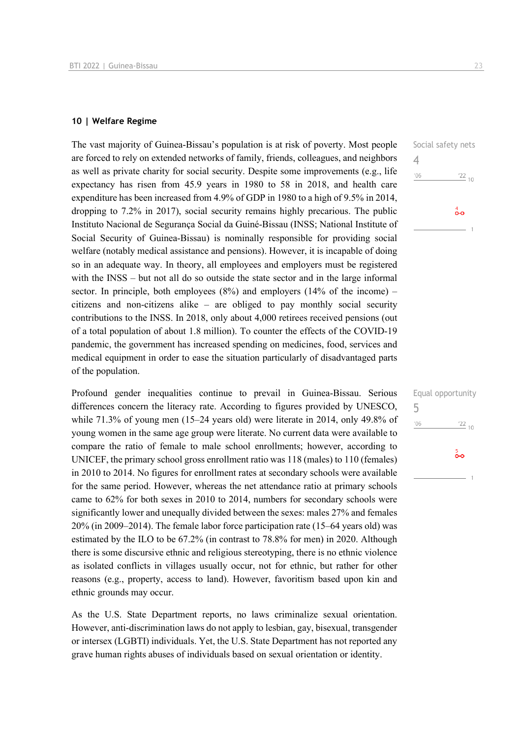## 10 | Welfare Regime

Social safety nets

4

The vast majority of Guinea-Bissau's population is at risk of poverty. Most people are forced to rely on extended networks of family, friends, colleagues, and neighbors as well as private charity for social security. Despite some improvements (e.g., life expectancy has risen from 45.9 years in 1980 to 58 in 2018, and health care expenditure has been increased from 4.9% of GDP in 1980 to a high of 9.5% in 2014, dropping to 7.2% in 2017), social security remains highly precarious. The public Instituto Nacional de Segurança Social da Guiné-Bissau (INSS; National Institute of Social Security of Guinea-Bissau) is nominally responsible for providing social welfare (notably medical assistance and pensions). However, it is incapable of doing so in an adequate way. In theory, all employees and employers must be registered with the INSS – but not all do so outside the state sector and in the large informal sector. In principle, both employees (8%) and employers (14% of the income) – citizens and non-citizens alike – are obliged to pay monthly social security contributions to the INSS. In 2018, only about 4,000 retirees received pensions (out of a total population of about 1.8 million). To counter the effects of the COVID-19 pandemic, the government has increased spending on medicines, food, services and medical equipment in order to ease the situation particularly of disadvantaged parts of the population.

Equal opportunity

5

Profound gender inequalities continue to prevail in Guinea-Bissau. Serious differences concern the literacy rate. According to figures provided by UNESCO, while 71.3% of young men (15–24 years old) were literate in 2014, only 49.8% of young women in the same age group were literate. No current data were available to compare the ratio of female to male school enrollments; however, according to UNICEF, the primary school gross enrollment ratio was 118 (males) to 110 (females) in 2010 to 2014. No figures for enrollment rates at secondary schools were available for the same period. However, whereas the net attendance ratio at primary schools came to 62% for both sexes in 2010 to 2014, numbers for secondary schools were significantly lower and unequally divided between the sexes: males 27% and females 20% (in 2009–2014). The female labor force participation rate (15–64 years old) was estimated by the ILO to be 67.2% (in contrast to 78.8% for men) in 2020. Although there is some discursive ethnic and religious stereotyping, there is no ethnic violence as isolated conflicts in villages usually occur, not for ethnic, but rather for other reasons (e.g., property, access to land). However, favoritism based upon kin and ethnic grounds may occur.

As the U.S. State Department reports, no laws criminalize sexual orientation. However, anti-discrimination laws do not apply to lesbian, gay, bisexual, transgender or intersex (LGBTI) individuals. Yet, the U.S. State Department has not reported any grave human rights abuses of individuals based on sexual orientation or identity.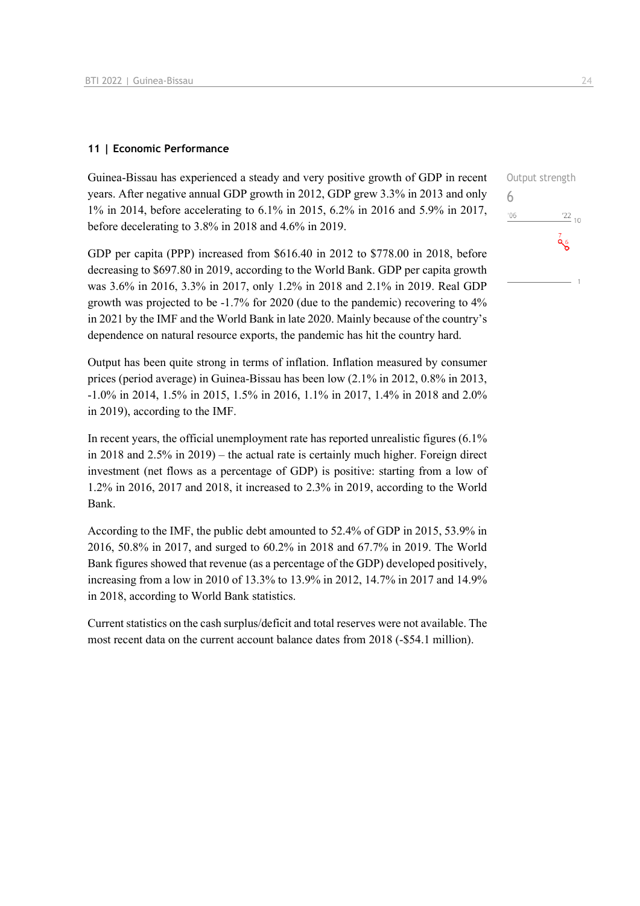## 11 | Economic Performance

Output strength
6

Guinea-Bissau has experienced a steady and very positive growth of GDP in recent years. After negative annual GDP growth in 2012, GDP grew 3.3% in 2013 and only 1% in 2014, before accelerating to 6.1% in 2015, 6.2% in 2016 and 5.9% in 2017, before decelerating to 3.8% in 2018 and 4.6% in 2019.

GDP per capita (PPP) increased from $616.40 in 2012 to $778.00 in 2018, before decreasing to $697.80 in 2019, according to the World Bank. GDP per capita growth was 3.6% in 2016, 3.3% in 2017, only 1.2% in 2018 and 2.1% in 2019. Real GDP growth was projected to be -1.7% for 2020 (due to the pandemic) recovering to 4% in 2021 by the IMF and the World Bank in late 2020. Mainly because of the country's dependence on natural resource exports, the pandemic has hit the country hard.

Output has been quite strong in terms of inflation. Inflation measured by consumer prices (period average) in Guinea-Bissau has been low (2.1% in 2012, 0.8% in 2013, -1.0% in 2014, 1.5% in 2015, 1.5% in 2016, 1.1% in 2017, 1.4% in 2018 and 2.0% in 2019), according to the IMF.

In recent years, the official unemployment rate has reported unrealistic figures (6.1% in 2018 and 2.5% in 2019) – the actual rate is certainly much higher. Foreign direct investment (net flows as a percentage of GDP) is positive: starting from a low of 1.2% in 2016, 2017 and 2018, it increased to 2.3% in 2019, according to the World Bank.

According to the IMF, the public debt amounted to 52.4% of GDP in 2015, 53.9% in 2016, 50.8% in 2017, and surged to 60.2% in 2018 and 67.7% in 2019. The World Bank figures showed that revenue (as a percentage of the GDP) developed positively, increasing from a low in 2010 of 13.3% to 13.9% in 2012, 14.7% in 2017 and 14.9% in 2018, according to World Bank statistics.

Current statistics on the cash surplus/deficit and total reserves were not available. The most recent data on the current account balance dates from 2018 (-$54.1 million).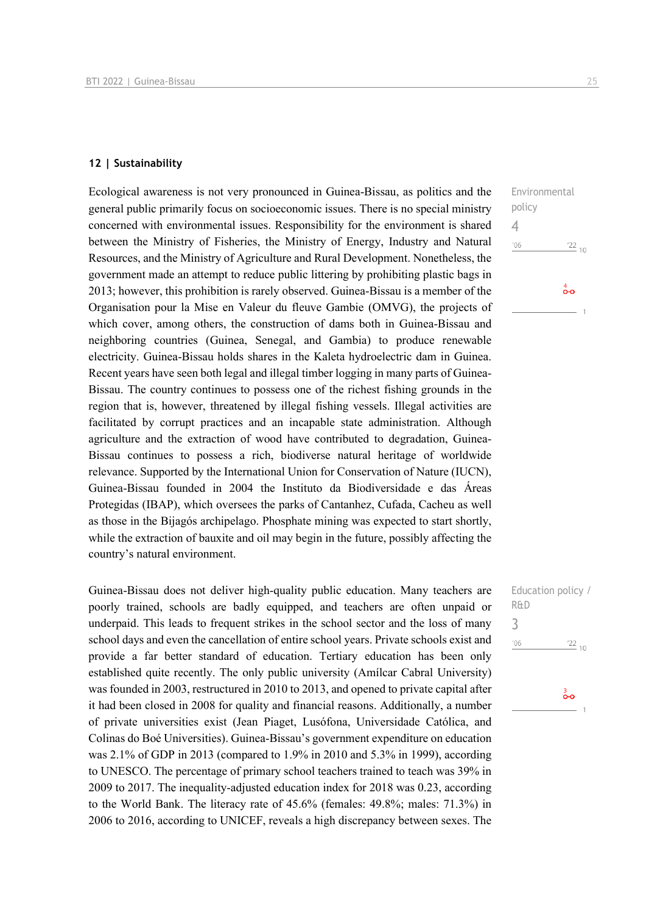## 12 | Sustainability

Environmental policy

4

Ecological awareness is not very pronounced in Guinea-Bissau, as politics and the general public primarily focus on socioeconomic issues. There is no special ministry concerned with environmental issues. Responsibility for the environment is shared between the Ministry of Fisheries, the Ministry of Energy, Industry and Natural Resources, and the Ministry of Agriculture and Rural Development. Nonetheless, the government made an attempt to reduce public littering by prohibiting plastic bags in 2013; however, this prohibition is rarely observed. Guinea-Bissau is a member of the Organisation pour la Mise en Valeur du fleuve Gambie (OMVG), the projects of which cover, among others, the construction of dams both in Guinea-Bissau and neighboring countries (Guinea, Senegal, and Gambia) to produce renewable electricity. Guinea-Bissau holds shares in the Kaleta hydroelectric dam in Guinea. Recent years have seen both legal and illegal timber logging in many parts of Guinea-Bissau. The country continues to possess one of the richest fishing grounds in the region that is, however, threatened by illegal fishing vessels. Illegal activities are facilitated by corrupt practices and an incapable state administration. Although agriculture and the extraction of wood have contributed to degradation, Guinea-Bissau continues to possess a rich, biodiverse natural heritage of worldwide relevance. Supported by the International Union for Conservation of Nature (IUCN), Guinea-Bissau founded in 2004 the Instituto da Biodiversidade e das Áreas Protegidas (IBAP), which oversees the parks of Cantanhez, Cufada, Cacheu as well as those in the Bijagós archipelago. Phosphate mining was expected to start shortly, while the extraction of bauxite and oil may begin in the future, possibly affecting the country's natural environment.

Education policy / R&D

3

Guinea-Bissau does not deliver high-quality public education. Many teachers are poorly trained, schools are badly equipped, and teachers are often unpaid or underpaid. This leads to frequent strikes in the school sector and the loss of many school days and even the cancellation of entire school years. Private schools exist and provide a far better standard of education. Tertiary education has been only established quite recently. The only public university (Amílcar Cabral University) was founded in 2003, restructured in 2010 to 2013, and opened to private capital after it had been closed in 2008 for quality and financial reasons. Additionally, a number of private universities exist (Jean Piaget, Lusófona, Universidade Católica, and Colinas do Boé Universities). Guinea-Bissau's government expenditure on education was 2.1% of GDP in 2013 (compared to 1.9% in 2010 and 5.3% in 1999), according to UNESCO. The percentage of primary school teachers trained to teach was 39% in 2009 to 2017. The inequality-adjusted education index for 2018 was 0.23, according to the World Bank. The literacy rate of 45.6% (females: 49.8%; males: 71.3%) in 2006 to 2016, according to UNICEF, reveals a high discrepancy between sexes. The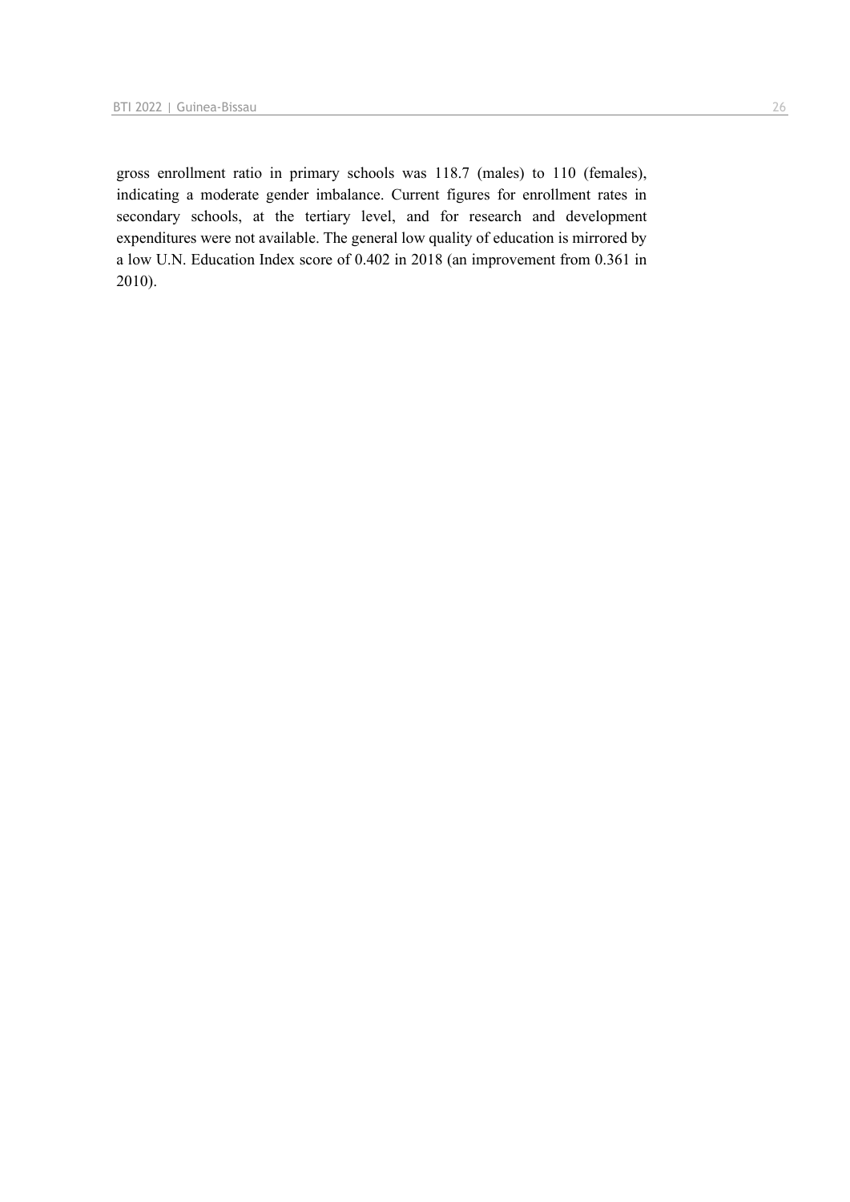gross enrollment ratio in primary schools was 118.7 (males) to 110 (females), indicating a moderate gender imbalance. Current figures for enrollment rates in secondary schools, at the tertiary level, and for research and development expenditures were not available. The general low quality of education is mirrored by a low U.N. Education Index score of 0.402 in 2018 (an improvement from 0.361 in 2010).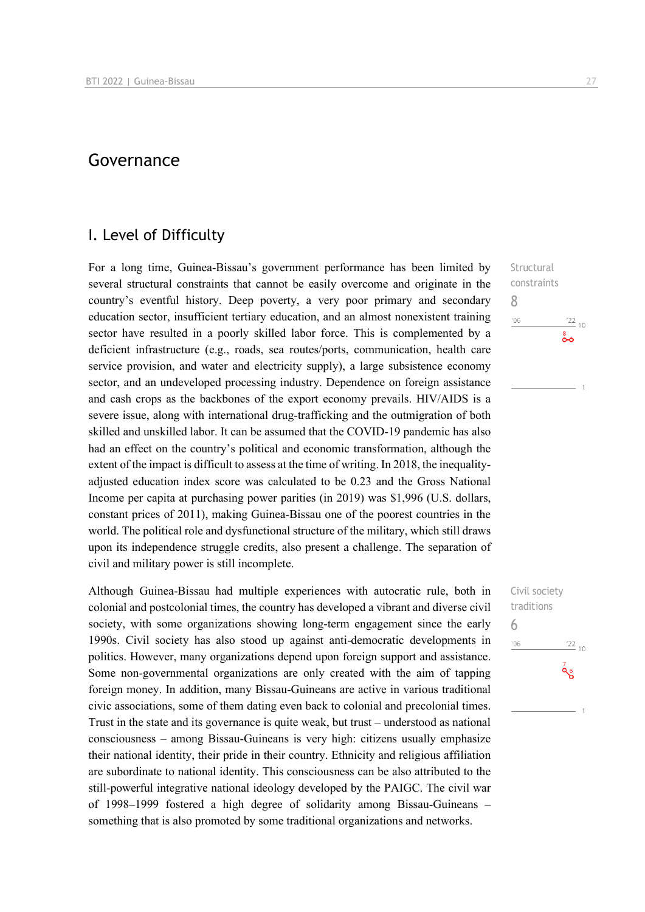# Governance

## I. Level of Difficulty

Structural constraints

8

For a long time, Guinea-Bissau's government performance has been limited by several structural constraints that cannot be easily overcome and originate in the country's eventful history. Deep poverty, a very poor primary and secondary education sector, insufficient tertiary education, and an almost nonexistent training sector have resulted in a poorly skilled labor force. This is complemented by a deficient infrastructure (e.g., roads, sea routes/ports, communication, health care service provision, and water and electricity supply), a large subsistence economy sector, and an undeveloped processing industry. Dependence on foreign assistance and cash crops as the backbones of the export economy prevails. HIV/AIDS is a severe issue, along with international drug-trafficking and the outmigration of both skilled and unskilled labor. It can be assumed that the COVID-19 pandemic has also had an effect on the country's political and economic transformation, although the extent of the impact is difficult to assess at the time of writing. In 2018, the inequality-adjusted education index score was calculated to be 0.23 and the Gross National Income per capita at purchasing power parities (in 2019) was $1,996 (U.S. dollars, constant prices of 2011), making Guinea-Bissau one of the poorest countries in the world. The political role and dysfunctional structure of the military, which still draws upon its independence struggle credits, also present a challenge. The separation of civil and military power is still incomplete.

Civil society traditions

6

Although Guinea-Bissau had multiple experiences with autocratic rule, both in colonial and postcolonial times, the country has developed a vibrant and diverse civil society, with some organizations showing long-term engagement since the early 1990s. Civil society has also stood up against anti-democratic developments in politics. However, many organizations depend upon foreign support and assistance. Some non-governmental organizations are only created with the aim of tapping foreign money. In addition, many Bissau-Guineans are active in various traditional civic associations, some of them dating even back to colonial and precolonial times. Trust in the state and its governance is quite weak, but trust – understood as national consciousness – among Bissau-Guineans is very high: citizens usually emphasize their national identity, their pride in their country. Ethnicity and religious affiliation are subordinate to national identity. This consciousness can be also attributed to the still-powerful integrative national ideology developed by the PAIGC. The civil war of 1998–1999 fostered a high degree of solidarity among Bissau-Guineans – something that is also promoted by some traditional organizations and networks.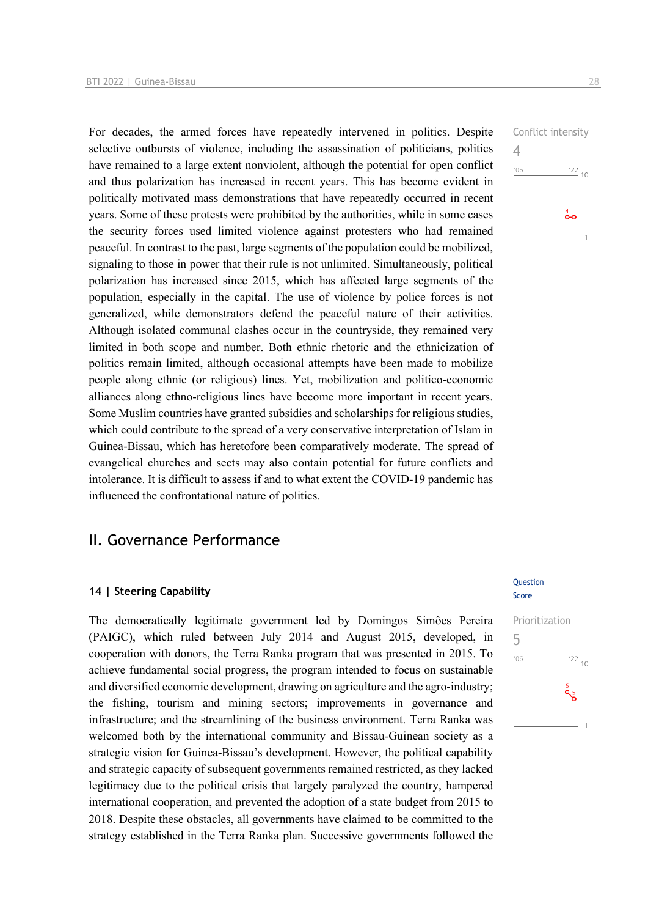For decades, the armed forces have repeatedly intervened in politics. Despite selective outbursts of violence, including the assassination of politicians, politics have remained to a large extent nonviolent, although the potential for open conflict and thus polarization has increased in recent years. This has become evident in politically motivated mass demonstrations that have repeatedly occurred in recent years. Some of these protests were prohibited by the authorities, while in some cases the security forces used limited violence against protesters who had remained peaceful. In contrast to the past, large segments of the population could be mobilized, signaling to those in power that their rule is not unlimited. Simultaneously, political polarization has increased since 2015, which has affected large segments of the population, especially in the capital. The use of violence by police forces is not generalized, while demonstrators defend the peaceful nature of their activities. Although isolated communal clashes occur in the countryside, they remained very limited in both scope and number. Both ethnic rhetoric and the ethnicization of politics remain limited, although occasional attempts have been made to mobilize people along ethnic (or religious) lines. Yet, mobilization and politico-economic alliances along ethno-religious lines have become more important in recent years. Some Muslim countries have granted subsidies and scholarships for religious studies, which could contribute to the spread of a very conservative interpretation of Islam in Guinea-Bissau, which has heretofore been comparatively moderate. The spread of evangelical churches and sects may also contain potential for future conflicts and intolerance. It is difficult to assess if and to what extent the COVID-19 pandemic has influenced the confrontational nature of politics.

Conflict intensity
4

## II. Governance Performance

### 14 | Steering Capability

Question Score

The democratically legitimate government led by Domingos Simões Pereira (PAIGC), which ruled between July 2014 and August 2015, developed, in cooperation with donors, the Terra Ranka program that was presented in 2015. To achieve fundamental social progress, the program intended to focus on sustainable and diversified economic development, drawing on agriculture and the agro-industry; the fishing, tourism and mining sectors; improvements in governance and infrastructure; and the streamlining of the business environment. Terra Ranka was welcomed both by the international community and Bissau-Guinean society as a strategic vision for Guinea-Bissau's development. However, the political capability and strategic capacity of subsequent governments remained restricted, as they lacked legitimacy due to the political crisis that largely paralyzed the country, hampered international cooperation, and prevented the adoption of a state budget from 2015 to 2018. Despite these obstacles, all governments have claimed to be committed to the strategy established in the Terra Ranka plan. Successive governments followed the

Prioritization
5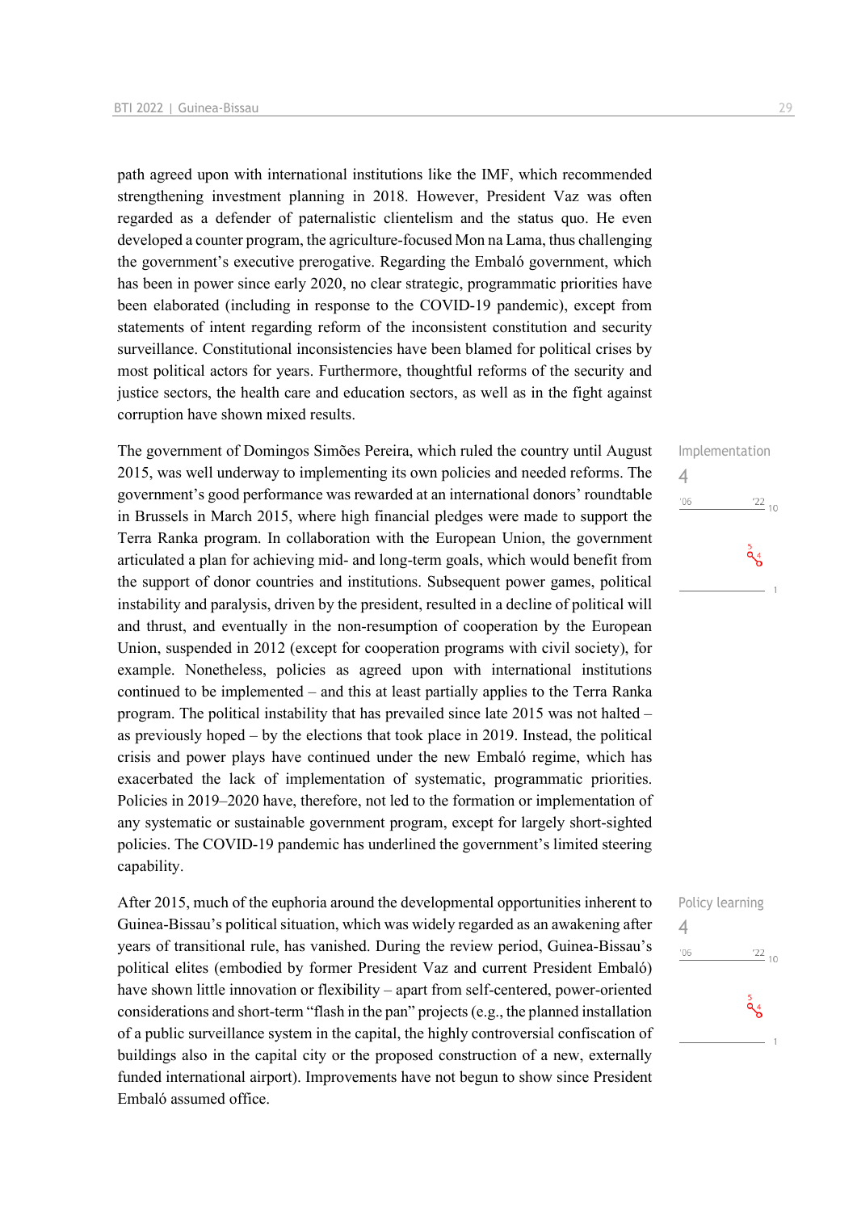path agreed upon with international institutions like the IMF, which recommended strengthening investment planning in 2018. However, President Vaz was often regarded as a defender of paternalistic clientelism and the status quo. He even developed a counter program, the agriculture-focused Mon na Lama, thus challenging the government's executive prerogative. Regarding the Embaló government, which has been in power since early 2020, no clear strategic, programmatic priorities have been elaborated (including in response to the COVID-19 pandemic), except from statements of intent regarding reform of the inconsistent constitution and security surveillance. Constitutional inconsistencies have been blamed for political crises by most political actors for years. Furthermore, thoughtful reforms of the security and justice sectors, the health care and education sectors, as well as in the fight against corruption have shown mixed results.

Implementation
4

The government of Domingos Simões Pereira, which ruled the country until August 2015, was well underway to implementing its own policies and needed reforms. The government's good performance was rewarded at an international donors' roundtable in Brussels in March 2015, where high financial pledges were made to support the Terra Ranka program. In collaboration with the European Union, the government articulated a plan for achieving mid- and long-term goals, which would benefit from the support of donor countries and institutions. Subsequent power games, political instability and paralysis, driven by the president, resulted in a decline of political will and thrust, and eventually in the non-resumption of cooperation by the European Union, suspended in 2012 (except for cooperation programs with civil society), for example. Nonetheless, policies as agreed upon with international institutions continued to be implemented – and this at least partially applies to the Terra Ranka program. The political instability that has prevailed since late 2015 was not halted – as previously hoped – by the elections that took place in 2019. Instead, the political crisis and power plays have continued under the new Embaló regime, which has exacerbated the lack of implementation of systematic, programmatic priorities. Policies in 2019–2020 have, therefore, not led to the formation or implementation of any systematic or sustainable government program, except for largely short-sighted policies. The COVID-19 pandemic has underlined the government's limited steering capability.

Policy learning
4

After 2015, much of the euphoria around the developmental opportunities inherent to Guinea-Bissau's political situation, which was widely regarded as an awakening after years of transitional rule, has vanished. During the review period, Guinea-Bissau's political elites (embodied by former President Vaz and current President Embaló) have shown little innovation or flexibility – apart from self-centered, power-oriented considerations and short-term "flash in the pan" projects (e.g., the planned installation of a public surveillance system in the capital, the highly controversial confiscation of buildings also in the capital city or the proposed construction of a new, externally funded international airport). Improvements have not begun to show since President Embaló assumed office.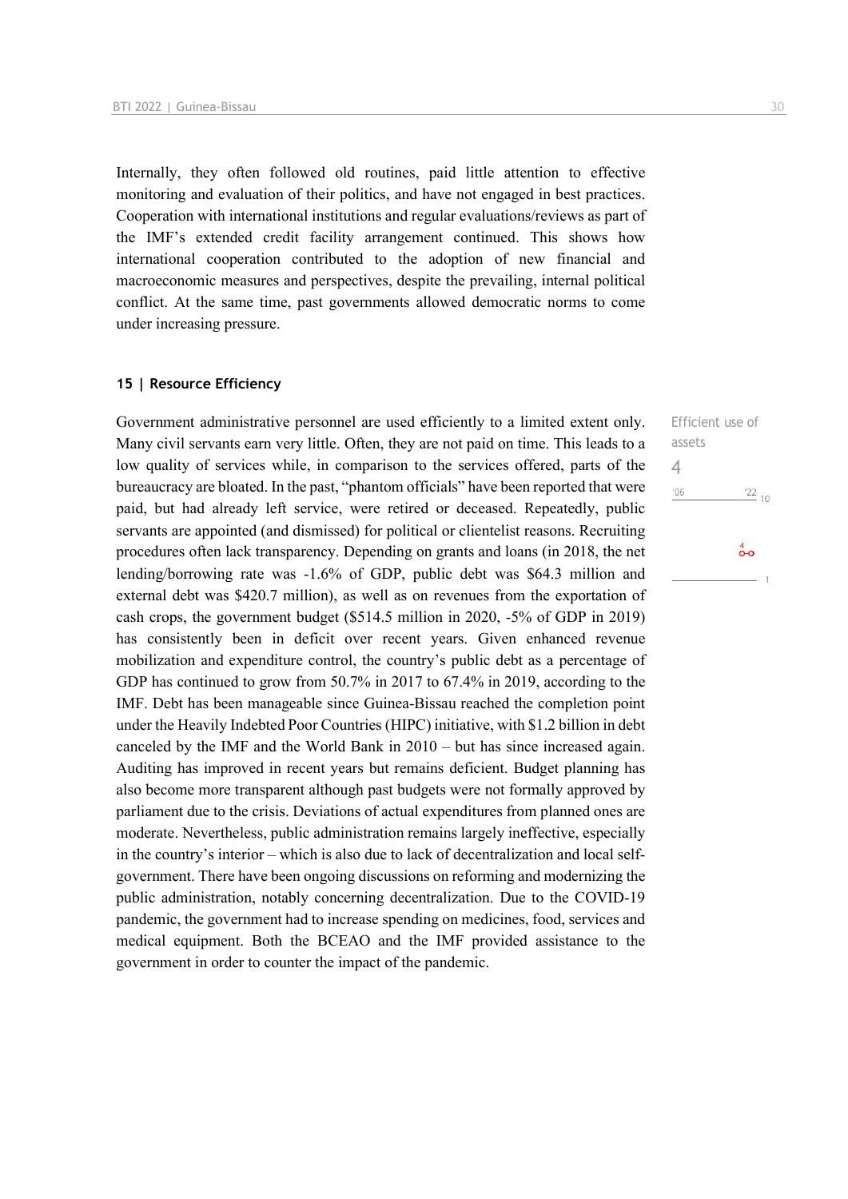Internally, they often followed old routines, paid little attention to effective monitoring and evaluation of their politics, and have not engaged in best practices. Cooperation with international institutions and regular evaluations/reviews as part of the IMF's extended credit facility arrangement continued. This shows how international cooperation contributed to the adoption of new financial and macroeconomic measures and perspectives, despite the prevailing, internal political conflict. At the same time, past governments allowed democratic norms to come under increasing pressure.

## 15 | Resource Efficiency

Efficient use of assets

4

'06 '22 10

Government administrative personnel are used efficiently to a limited extent only. Many civil servants earn very little. Often, they are not paid on time. This leads to a low quality of services while, in comparison to the services offered, parts of the bureaucracy are bloated. In the past, "phantom officials" have been reported that were paid, but had already left service, were retired or deceased. Repeatedly, public servants are appointed (and dismissed) for political or clientelist reasons. Recruiting procedures often lack transparency. Depending on grants and loans (in 2018, the net lending/borrowing rate was -1.6% of GDP, public debt was $64.3 million and external debt was $420.7 million), as well as on revenues from the exportation of cash crops, the government budget ($514.5 million in 2020, -5% of GDP in 2019) has consistently been in deficit over recent years. Given enhanced revenue mobilization and expenditure control, the country's public debt as a percentage of GDP has continued to grow from 50.7% in 2017 to 67.4% in 2019, according to the IMF. Debt has been manageable since Guinea-Bissau reached the completion point under the Heavily Indebted Poor Countries (HIPC) initiative, with $1.2 billion in debt canceled by the IMF and the World Bank in 2010 – but has since increased again. Auditing has improved in recent years but remains deficient. Budget planning has also become more transparent although past budgets were not formally approved by parliament due to the crisis. Deviations of actual expenditures from planned ones are moderate. Nevertheless, public administration remains largely ineffective, especially in the country's interior – which is also due to lack of decentralization and local self-government. There have been ongoing discussions on reforming and modernizing the public administration, notably concerning decentralization. Due to the COVID-19 pandemic, the government had to increase spending on medicines, food, services and medical equipment. Both the BCEAO and the IMF provided assistance to the government in order to counter the impact of the pandemic.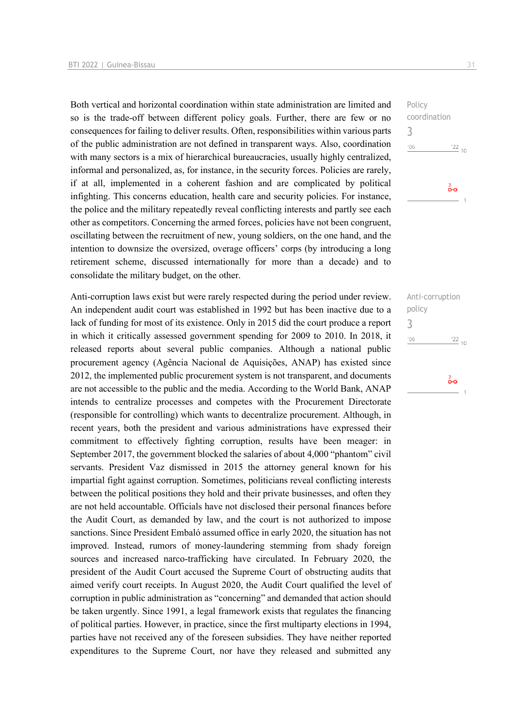Both vertical and horizontal coordination within state administration are limited and so is the trade-off between different policy goals. Further, there are few or no consequences for failing to deliver results. Often, responsibilities within various parts of the public administration are not defined in transparent ways. Also, coordination with many sectors is a mix of hierarchical bureaucracies, usually highly centralized, informal and personalized, as, for instance, in the security forces. Policies are rarely, if at all, implemented in a coherent fashion and are complicated by political infighting. This concerns education, health care and security policies. For instance, the police and the military repeatedly reveal conflicting interests and partly see each other as competitors. Concerning the armed forces, policies have not been congruent, oscillating between the recruitment of new, young soldiers, on the one hand, and the intention to downsize the oversized, overage officers' corps (by introducing a long retirement scheme, discussed internationally for more than a decade) and to consolidate the military budget, on the other.

Policy coordination
3

Anti-corruption laws exist but were rarely respected during the period under review. An independent audit court was established in 1992 but has been inactive due to a lack of funding for most of its existence. Only in 2015 did the court produce a report in which it critically assessed government spending for 2009 to 2010. In 2018, it released reports about several public companies. Although a national public procurement agency (Agência Nacional de Aquisições, ANAP) has existed since 2012, the implemented public procurement system is not transparent, and documents are not accessible to the public and the media. According to the World Bank, ANAP intends to centralize processes and competes with the Procurement Directorate (responsible for controlling) which wants to decentralize procurement. Although, in recent years, both the president and various administrations have expressed their commitment to effectively fighting corruption, results have been meager: in September 2017, the government blocked the salaries of about 4,000 "phantom" civil servants. President Vaz dismissed in 2015 the attorney general known for his impartial fight against corruption. Sometimes, politicians reveal conflicting interests between the political positions they hold and their private businesses, and often they are not held accountable. Officials have not disclosed their personal finances before the Audit Court, as demanded by law, and the court is not authorized to impose sanctions. Since President Embaló assumed office in early 2020, the situation has not improved. Instead, rumors of money-laundering stemming from shady foreign sources and increased narco-trafficking have circulated. In February 2020, the president of the Audit Court accused the Supreme Court of obstructing audits that aimed verify court receipts. In August 2020, the Audit Court qualified the level of corruption in public administration as "concerning" and demanded that action should be taken urgently. Since 1991, a legal framework exists that regulates the financing of political parties. However, in practice, since the first multiparty elections in 1994, parties have not received any of the foreseen subsidies. They have neither reported expenditures to the Supreme Court, nor have they released and submitted any

Anti-corruption policy
3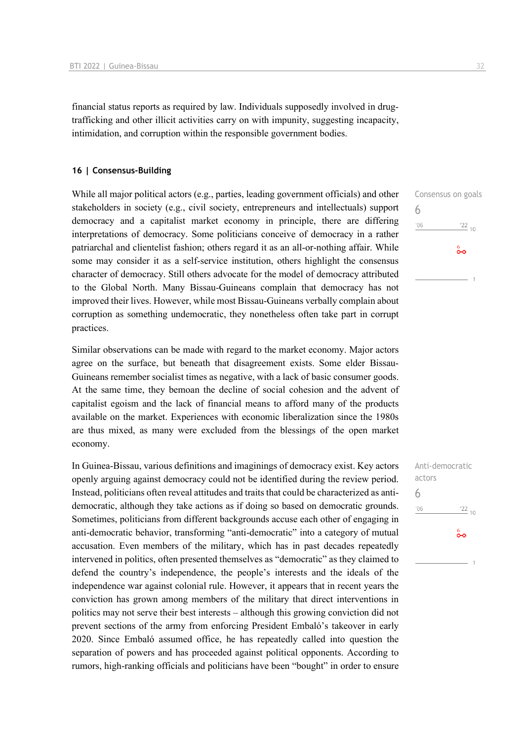financial status reports as required by law. Individuals supposedly involved in drug-trafficking and other illicit activities carry on with impunity, suggesting incapacity, intimidation, and corruption within the responsible government bodies.

## 16 | Consensus-Building

Consensus on goals
6

While all major political actors (e.g., parties, leading government officials) and other stakeholders in society (e.g., civil society, entrepreneurs and intellectuals) support democracy and a capitalist market economy in principle, there are differing interpretations of democracy. Some politicians conceive of democracy in a rather patriarchal and clientelist fashion; others regard it as an all-or-nothing affair. While some may consider it as a self-service institution, others highlight the consensus character of democracy. Still others advocate for the model of democracy attributed to the Global North. Many Bissau-Guineans complain that democracy has not improved their lives. However, while most Bissau-Guineans verbally complain about corruption as something undemocratic, they nonetheless often take part in corrupt practices.

Similar observations can be made with regard to the market economy. Major actors agree on the surface, but beneath that disagreement exists. Some elder Bissau-Guineans remember socialist times as negative, with a lack of basic consumer goods. At the same time, they bemoan the decline of social cohesion and the advent of capitalist egoism and the lack of financial means to afford many of the products available on the market. Experiences with economic liberalization since the 1980s are thus mixed, as many were excluded from the blessings of the open market economy.

Anti-democratic actors
6

In Guinea-Bissau, various definitions and imaginings of democracy exist. Key actors openly arguing against democracy could not be identified during the review period. Instead, politicians often reveal attitudes and traits that could be characterized as anti-democratic, although they take actions as if doing so based on democratic grounds. Sometimes, politicians from different backgrounds accuse each other of engaging in anti-democratic behavior, transforming "anti-democratic" into a category of mutual accusation. Even members of the military, which has in past decades repeatedly intervened in politics, often presented themselves as "democratic" as they claimed to defend the country's independence, the people's interests and the ideals of the independence war against colonial rule. However, it appears that in recent years the conviction has grown among members of the military that direct interventions in politics may not serve their best interests – although this growing conviction did not prevent sections of the army from enforcing President Embaló's takeover in early 2020. Since Embaló assumed office, he has repeatedly called into question the separation of powers and has proceeded against political opponents. According to rumors, high-ranking officials and politicians have been "bought" in order to ensure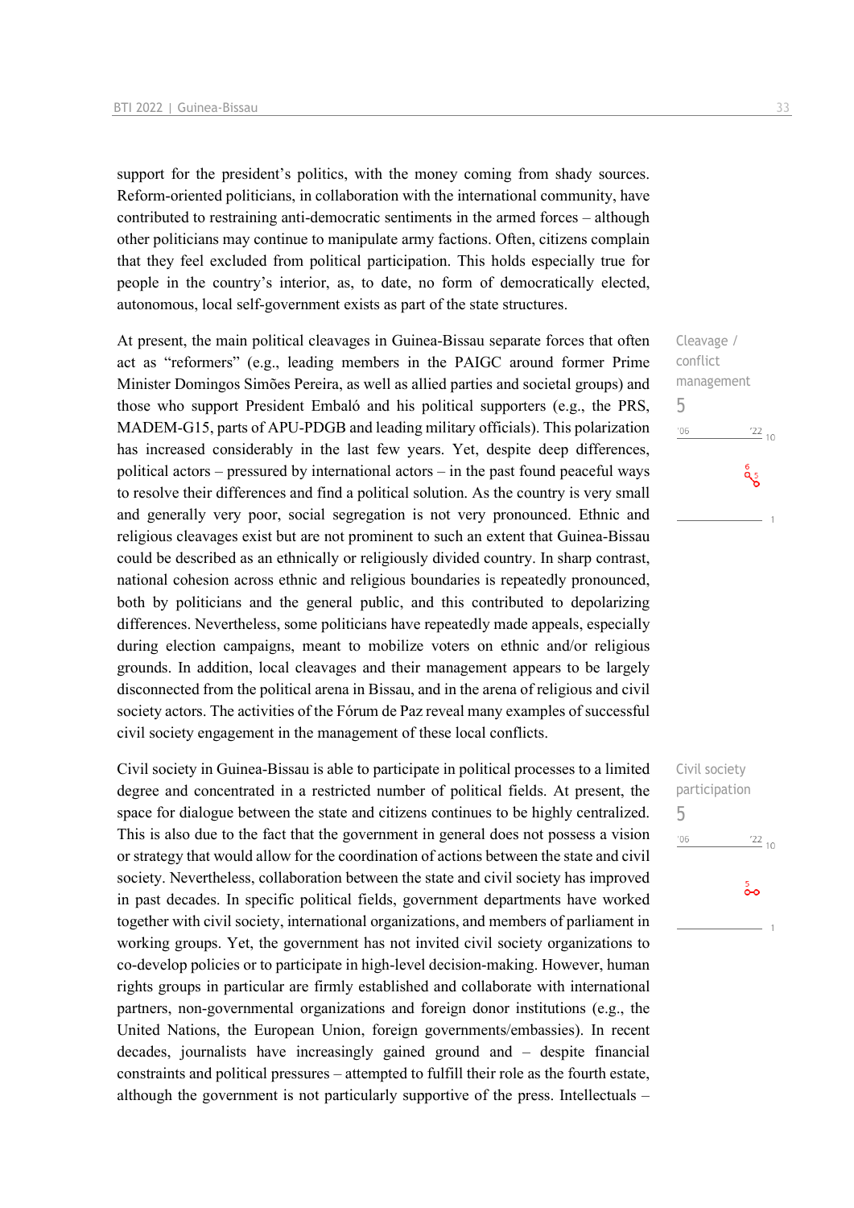support for the president's politics, with the money coming from shady sources. Reform-oriented politicians, in collaboration with the international community, have contributed to restraining anti-democratic sentiments in the armed forces – although other politicians may continue to manipulate army factions. Often, citizens complain that they feel excluded from political participation. This holds especially true for people in the country's interior, as, to date, no form of democratically elected, autonomous, local self-government exists as part of the state structures.

Cleavage / conflict management
5

At present, the main political cleavages in Guinea-Bissau separate forces that often act as "reformers" (e.g., leading members in the PAIGC around former Prime Minister Domingos Simões Pereira, as well as allied parties and societal groups) and those who support President Embaló and his political supporters (e.g., the PRS, MADEM-G15, parts of APU-PDGB and leading military officials). This polarization has increased considerably in the last few years. Yet, despite deep differences, political actors – pressured by international actors – in the past found peaceful ways to resolve their differences and find a political solution. As the country is very small and generally very poor, social segregation is not very pronounced. Ethnic and religious cleavages exist but are not prominent to such an extent that Guinea-Bissau could be described as an ethnically or religiously divided country. In sharp contrast, national cohesion across ethnic and religious boundaries is repeatedly pronounced, both by politicians and the general public, and this contributed to depolarizing differences. Nevertheless, some politicians have repeatedly made appeals, especially during election campaigns, meant to mobilize voters on ethnic and/or religious grounds. In addition, local cleavages and their management appears to be largely disconnected from the political arena in Bissau, and in the arena of religious and civil society actors. The activities of the Fórum de Paz reveal many examples of successful civil society engagement in the management of these local conflicts.

Civil society participation
5

Civil society in Guinea-Bissau is able to participate in political processes to a limited degree and concentrated in a restricted number of political fields. At present, the space for dialogue between the state and citizens continues to be highly centralized. This is also due to the fact that the government in general does not possess a vision or strategy that would allow for the coordination of actions between the state and civil society. Nevertheless, collaboration between the state and civil society has improved in past decades. In specific political fields, government departments have worked together with civil society, international organizations, and members of parliament in working groups. Yet, the government has not invited civil society organizations to co-develop policies or to participate in high-level decision-making. However, human rights groups in particular are firmly established and collaborate with international partners, non-governmental organizations and foreign donor institutions (e.g., the United Nations, the European Union, foreign governments/embassies). In recent decades, journalists have increasingly gained ground and – despite financial constraints and political pressures – attempted to fulfill their role as the fourth estate, although the government is not particularly supportive of the press. Intellectuals –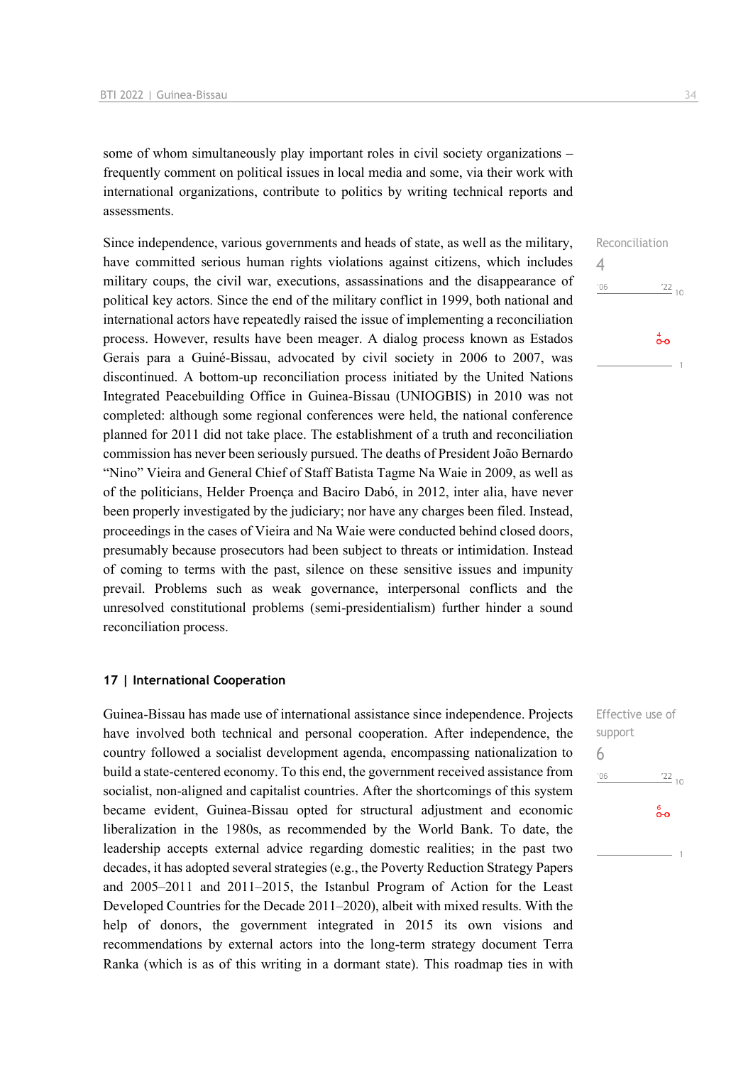some of whom simultaneously play important roles in civil society organizations – frequently comment on political issues in local media and some, via their work with international organizations, contribute to politics by writing technical reports and assessments.

Reconciliation
4

Since independence, various governments and heads of state, as well as the military, have committed serious human rights violations against citizens, which includes military coups, the civil war, executions, assassinations and the disappearance of political key actors. Since the end of the military conflict in 1999, both national and international actors have repeatedly raised the issue of implementing a reconciliation process. However, results have been meager. A dialog process known as Estados Gerais para a Guiné-Bissau, advocated by civil society in 2006 to 2007, was discontinued. A bottom-up reconciliation process initiated by the United Nations Integrated Peacebuilding Office in Guinea-Bissau (UNIOGBIS) in 2010 was not completed: although some regional conferences were held, the national conference planned for 2011 did not take place. The establishment of a truth and reconciliation commission has never been seriously pursued. The deaths of President João Bernardo "Nino" Vieira and General Chief of Staff Batista Tagme Na Waie in 2009, as well as of the politicians, Helder Proença and Baciro Dabó, in 2012, inter alia, have never been properly investigated by the judiciary; nor have any charges been filed. Instead, proceedings in the cases of Vieira and Na Waie were conducted behind closed doors, presumably because prosecutors had been subject to threats or intimidation. Instead of coming to terms with the past, silence on these sensitive issues and impunity prevail. Problems such as weak governance, interpersonal conflicts and the unresolved constitutional problems (semi-presidentialism) further hinder a sound reconciliation process.

## 17 | International Cooperation

Effective use of support
6

Guinea-Bissau has made use of international assistance since independence. Projects have involved both technical and personal cooperation. After independence, the country followed a socialist development agenda, encompassing nationalization to build a state-centered economy. To this end, the government received assistance from socialist, non-aligned and capitalist countries. After the shortcomings of this system became evident, Guinea-Bissau opted for structural adjustment and economic liberalization in the 1980s, as recommended by the World Bank. To date, the leadership accepts external advice regarding domestic realities; in the past two decades, it has adopted several strategies (e.g., the Poverty Reduction Strategy Papers and 2005–2011 and 2011–2015, the Istanbul Program of Action for the Least Developed Countries for the Decade 2011–2020), albeit with mixed results. With the help of donors, the government integrated in 2015 its own visions and recommendations by external actors into the long-term strategy document Terra Ranka (which is as of this writing in a dormant state). This roadmap ties in with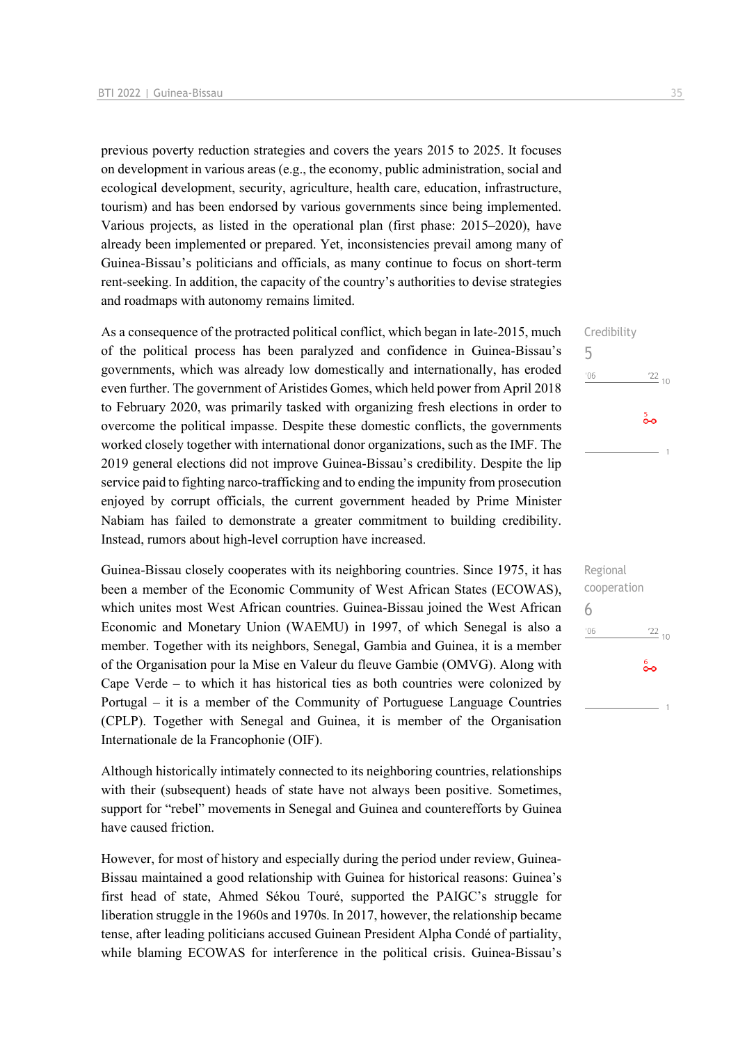previous poverty reduction strategies and covers the years 2015 to 2025. It focuses on development in various areas (e.g., the economy, public administration, social and ecological development, security, agriculture, health care, education, infrastructure, tourism) and has been endorsed by various governments since being implemented. Various projects, as listed in the operational plan (first phase: 2015–2020), have already been implemented or prepared. Yet, inconsistencies prevail among many of Guinea-Bissau's politicians and officials, as many continue to focus on short-term rent-seeking. In addition, the capacity of the country's authorities to devise strategies and roadmaps with autonomy remains limited.

Credibility
5

As a consequence of the protracted political conflict, which began in late-2015, much of the political process has been paralyzed and confidence in Guinea-Bissau's governments, which was already low domestically and internationally, has eroded even further. The government of Aristides Gomes, which held power from April 2018 to February 2020, was primarily tasked with organizing fresh elections in order to overcome the political impasse. Despite these domestic conflicts, the governments worked closely together with international donor organizations, such as the IMF. The 2019 general elections did not improve Guinea-Bissau's credibility. Despite the lip service paid to fighting narco-trafficking and to ending the impunity from prosecution enjoyed by corrupt officials, the current government headed by Prime Minister Nabiam has failed to demonstrate a greater commitment to building credibility. Instead, rumors about high-level corruption have increased.

Regional cooperation
6

Guinea-Bissau closely cooperates with its neighboring countries. Since 1975, it has been a member of the Economic Community of West African States (ECOWAS), which unites most West African countries. Guinea-Bissau joined the West African Economic and Monetary Union (WAEMU) in 1997, of which Senegal is also a member. Together with its neighbors, Senegal, Gambia and Guinea, it is a member of the Organisation pour la Mise en Valeur du fleuve Gambie (OMVG). Along with Cape Verde – to which it has historical ties as both countries were colonized by Portugal – it is a member of the Community of Portuguese Language Countries (CPLP). Together with Senegal and Guinea, it is member of the Organisation Internationale de la Francophonie (OIF).

Although historically intimately connected to its neighboring countries, relationships with their (subsequent) heads of state have not always been positive. Sometimes, support for "rebel" movements in Senegal and Guinea and counterefforts by Guinea have caused friction.

However, for most of history and especially during the period under review, Guinea-Bissau maintained a good relationship with Guinea for historical reasons: Guinea's first head of state, Ahmed Sékou Touré, supported the PAIGC's struggle for liberation struggle in the 1960s and 1970s. In 2017, however, the relationship became tense, after leading politicians accused Guinean President Alpha Condé of partiality, while blaming ECOWAS for interference in the political crisis. Guinea-Bissau's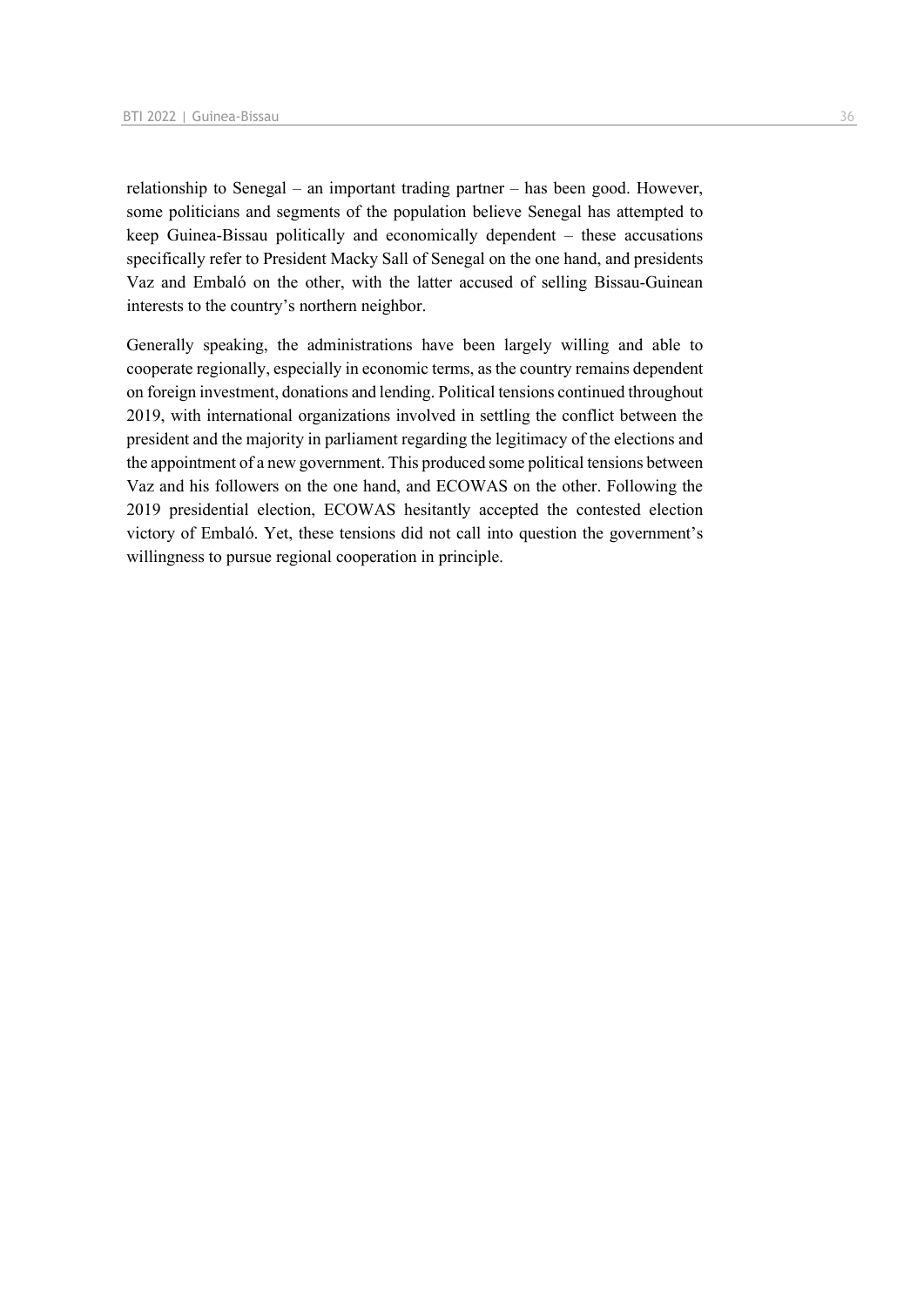relationship to Senegal – an important trading partner – has been good. However, some politicians and segments of the population believe Senegal has attempted to keep Guinea-Bissau politically and economically dependent – these accusations specifically refer to President Macky Sall of Senegal on the one hand, and presidents Vaz and Embaló on the other, with the latter accused of selling Bissau-Guinean interests to the country's northern neighbor.

Generally speaking, the administrations have been largely willing and able to cooperate regionally, especially in economic terms, as the country remains dependent on foreign investment, donations and lending. Political tensions continued throughout 2019, with international organizations involved in settling the conflict between the president and the majority in parliament regarding the legitimacy of the elections and the appointment of a new government. This produced some political tensions between Vaz and his followers on the one hand, and ECOWAS on the other. Following the 2019 presidential election, ECOWAS hesitantly accepted the contested election victory of Embaló. Yet, these tensions did not call into question the government's willingness to pursue regional cooperation in principle.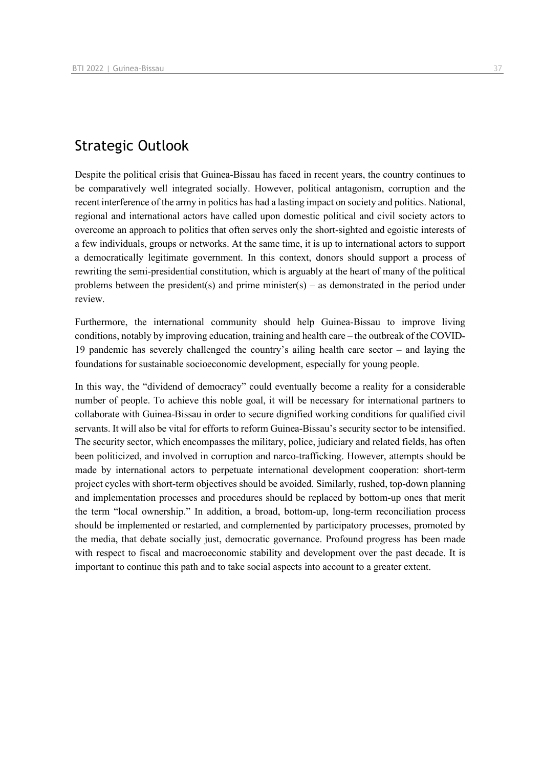## Strategic Outlook

Despite the political crisis that Guinea-Bissau has faced in recent years, the country continues to be comparatively well integrated socially. However, political antagonism, corruption and the recent interference of the army in politics has had a lasting impact on society and politics. National, regional and international actors have called upon domestic political and civil society actors to overcome an approach to politics that often serves only the short-sighted and egoistic interests of a few individuals, groups or networks. At the same time, it is up to international actors to support a democratically legitimate government. In this context, donors should support a process of rewriting the semi-presidential constitution, which is arguably at the heart of many of the political problems between the president(s) and prime minister(s) – as demonstrated in the period under review.

Furthermore, the international community should help Guinea-Bissau to improve living conditions, notably by improving education, training and health care – the outbreak of the COVID-19 pandemic has severely challenged the country's ailing health care sector – and laying the foundations for sustainable socioeconomic development, especially for young people.

In this way, the "dividend of democracy" could eventually become a reality for a considerable number of people. To achieve this noble goal, it will be necessary for international partners to collaborate with Guinea-Bissau in order to secure dignified working conditions for qualified civil servants. It will also be vital for efforts to reform Guinea-Bissau's security sector to be intensified. The security sector, which encompasses the military, police, judiciary and related fields, has often been politicized, and involved in corruption and narco-trafficking. However, attempts should be made by international actors to perpetuate international development cooperation: short-term project cycles with short-term objectives should be avoided. Similarly, rushed, top-down planning and implementation processes and procedures should be replaced by bottom-up ones that merit the term "local ownership." In addition, a broad, bottom-up, long-term reconciliation process should be implemented or restarted, and complemented by participatory processes, promoted by the media, that debate socially just, democratic governance. Profound progress has been made with respect to fiscal and macroeconomic stability and development over the past decade. It is important to continue this path and to take social aspects into account to a greater extent.